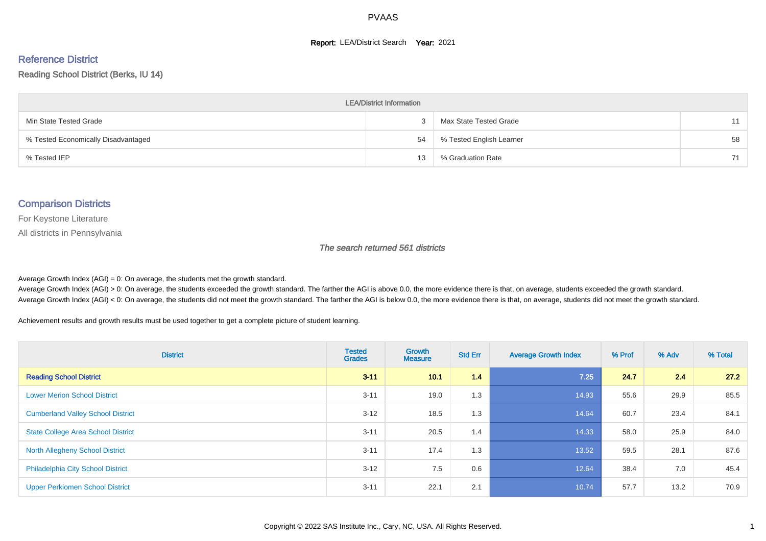# PVAAS

**Report:** LEA/District Search **Year:** 2021

## Reference District

Reading School District (Berks, IU 14)

| LEA/District Information | | | |
|---|---|---|---|
| Min State Tested Grade | 3 | Max State Tested Grade | 11 |
| % Tested Economically Disadvantaged | 54 | % Tested English Learner | 58 |
| % Tested IEP | 13 | % Graduation Rate | 71 |

## Comparison Districts

For Keystone Literature

All districts in Pennsylvania

*The search returned 561 districts*

Average Growth Index (AGI) = 0: On average, the students met the growth standard.
Average Growth Index (AGI) > 0: On average, the students exceeded the growth standard. The farther the AGI is above 0.0, the more evidence there is that, on average, students exceeded the growth standard.
Average Growth Index (AGI) < 0: On average, the students did not meet the growth standard. The farther the AGI is below 0.0, the more evidence there is that, on average, students did not meet the growth standard.

Achievement results and growth results must be used together to get a complete picture of student learning.

| District | Tested Grades | Growth Measure | Std Err | Average Growth Index | % Prof | % Adv | % Total |
|---|---|---|---|---|---|---|---|
| **Reading School District** | **3-11** | **10.1** | **1.4** | **7.25** | **24.7** | **2.4** | **27.2** |
| Lower Merion School District | 3-11 | 19.0 | 1.3 | 14.93 | 55.6 | 29.9 | 85.5 |
| Cumberland Valley School District | 3-12 | 18.5 | 1.3 | 14.64 | 60.7 | 23.4 | 84.1 |
| State College Area School District | 3-11 | 20.5 | 1.4 | 14.33 | 58.0 | 25.9 | 84.0 |
| North Allegheny School District | 3-11 | 17.4 | 1.3 | 13.52 | 59.5 | 28.1 | 87.6 |
| Philadelphia City School District | 3-12 | 7.5 | 0.6 | 12.64 | 38.4 | 7.0 | 45.4 |
| Upper Perkiomen School District | 3-11 | 22.1 | 2.1 | 10.74 | 57.7 | 13.2 | 70.9 |

Copyright © 2022 SAS Institute Inc., Cary, NC, USA. All Rights Reserved.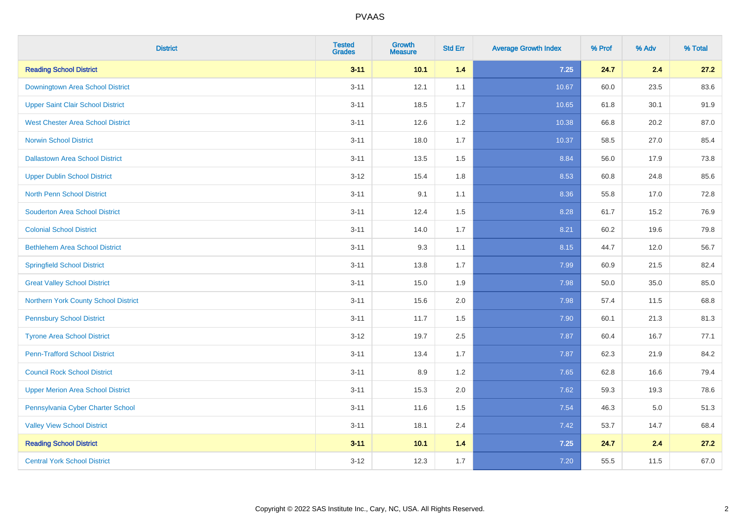| District | Tested Grades | Growth Measure | Std Err | Average Growth Index | % Prof | % Adv | % Total |
|---|---|---|---|---|---|---|---|
| **Reading School District** | **3-11** | **10.1** | **1.4** | **7.25** | **24.7** | **2.4** | **27.2** |
| Downingtown Area School District | 3-11 | 12.1 | 1.1 | 10.67 | 60.0 | 23.5 | 83.6 |
| Upper Saint Clair School District | 3-11 | 18.5 | 1.7 | 10.65 | 61.8 | 30.1 | 91.9 |
| West Chester Area School District | 3-11 | 12.6 | 1.2 | 10.38 | 66.8 | 20.2 | 87.0 |
| Norwin School District | 3-11 | 18.0 | 1.7 | 10.37 | 58.5 | 27.0 | 85.4 |
| Dallastown Area School District | 3-11 | 13.5 | 1.5 | 8.84 | 56.0 | 17.9 | 73.8 |
| Upper Dublin School District | 3-12 | 15.4 | 1.8 | 8.53 | 60.8 | 24.8 | 85.6 |
| North Penn School District | 3-11 | 9.1 | 1.1 | 8.36 | 55.8 | 17.0 | 72.8 |
| Souderton Area School District | 3-11 | 12.4 | 1.5 | 8.28 | 61.7 | 15.2 | 76.9 |
| Colonial School District | 3-11 | 14.0 | 1.7 | 8.21 | 60.2 | 19.6 | 79.8 |
| Bethlehem Area School District | 3-11 | 9.3 | 1.1 | 8.15 | 44.7 | 12.0 | 56.7 |
| Springfield School District | 3-11 | 13.8 | 1.7 | 7.99 | 60.9 | 21.5 | 82.4 |
| Great Valley School District | 3-11 | 15.0 | 1.9 | 7.98 | 50.0 | 35.0 | 85.0 |
| Northern York County School District | 3-11 | 15.6 | 2.0 | 7.98 | 57.4 | 11.5 | 68.8 |
| Pennsbury School District | 3-11 | 11.7 | 1.5 | 7.90 | 60.1 | 21.3 | 81.3 |
| Tyrone Area School District | 3-12 | 19.7 | 2.5 | 7.87 | 60.4 | 16.7 | 77.1 |
| Penn-Trafford School District | 3-11 | 13.4 | 1.7 | 7.87 | 62.3 | 21.9 | 84.2 |
| Council Rock School District | 3-11 | 8.9 | 1.2 | 7.65 | 62.8 | 16.6 | 79.4 |
| Upper Merion Area School District | 3-11 | 15.3 | 2.0 | 7.62 | 59.3 | 19.3 | 78.6 |
| Pennsylvania Cyber Charter School | 3-11 | 11.6 | 1.5 | 7.54 | 46.3 | 5.0 | 51.3 |
| Valley View School District | 3-11 | 18.1 | 2.4 | 7.42 | 53.7 | 14.7 | 68.4 |
| **Reading School District** | **3-11** | **10.1** | **1.4** | **7.25** | **24.7** | **2.4** | **27.2** |
| Central York School District | 3-12 | 12.3 | 1.7 | 7.20 | 55.5 | 11.5 | 67.0 |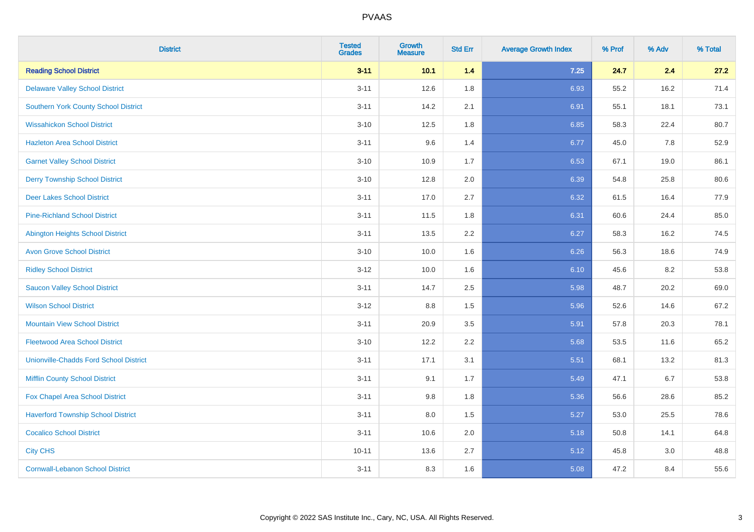| District | Tested Grades | Growth Measure | Std Err | Average Growth Index | % Prof | % Adv | % Total |
|---|---|---|---|---|---|---|---|
| **Reading School District** | **3-11** | **10.1** | **1.4** | **7.25** | **24.7** | **2.4** | **27.2** |
| Delaware Valley School District | 3-11 | 12.6 | 1.8 | 6.93 | 55.2 | 16.2 | 71.4 |
| Southern York County School District | 3-11 | 14.2 | 2.1 | 6.91 | 55.1 | 18.1 | 73.1 |
| Wissahickon School District | 3-10 | 12.5 | 1.8 | 6.85 | 58.3 | 22.4 | 80.7 |
| Hazleton Area School District | 3-11 | 9.6 | 1.4 | 6.77 | 45.0 | 7.8 | 52.9 |
| Garnet Valley School District | 3-10 | 10.9 | 1.7 | 6.53 | 67.1 | 19.0 | 86.1 |
| Derry Township School District | 3-10 | 12.8 | 2.0 | 6.39 | 54.8 | 25.8 | 80.6 |
| Deer Lakes School District | 3-11 | 17.0 | 2.7 | 6.32 | 61.5 | 16.4 | 77.9 |
| Pine-Richland School District | 3-11 | 11.5 | 1.8 | 6.31 | 60.6 | 24.4 | 85.0 |
| Abington Heights School District | 3-11 | 13.5 | 2.2 | 6.27 | 58.3 | 16.2 | 74.5 |
| Avon Grove School District | 3-10 | 10.0 | 1.6 | 6.26 | 56.3 | 18.6 | 74.9 |
| Ridley School District | 3-12 | 10.0 | 1.6 | 6.10 | 45.6 | 8.2 | 53.8 |
| Saucon Valley School District | 3-11 | 14.7 | 2.5 | 5.98 | 48.7 | 20.2 | 69.0 |
| Wilson School District | 3-12 | 8.8 | 1.5 | 5.96 | 52.6 | 14.6 | 67.2 |
| Mountain View School District | 3-11 | 20.9 | 3.5 | 5.91 | 57.8 | 20.3 | 78.1 |
| Fleetwood Area School District | 3-10 | 12.2 | 2.2 | 5.68 | 53.5 | 11.6 | 65.2 |
| Unionville-Chadds Ford School District | 3-11 | 17.1 | 3.1 | 5.51 | 68.1 | 13.2 | 81.3 |
| Mifflin County School District | 3-11 | 9.1 | 1.7 | 5.49 | 47.1 | 6.7 | 53.8 |
| Fox Chapel Area School District | 3-11 | 9.8 | 1.8 | 5.36 | 56.6 | 28.6 | 85.2 |
| Haverford Township School District | 3-11 | 8.0 | 1.5 | 5.27 | 53.0 | 25.5 | 78.6 |
| Cocalico School District | 3-11 | 10.6 | 2.0 | 5.18 | 50.8 | 14.1 | 64.8 |
| City CHS | 10-11 | 13.6 | 2.7 | 5.12 | 45.8 | 3.0 | 48.8 |
| Cornwall-Lebanon School District | 3-11 | 8.3 | 1.6 | 5.08 | 47.2 | 8.4 | 55.6 |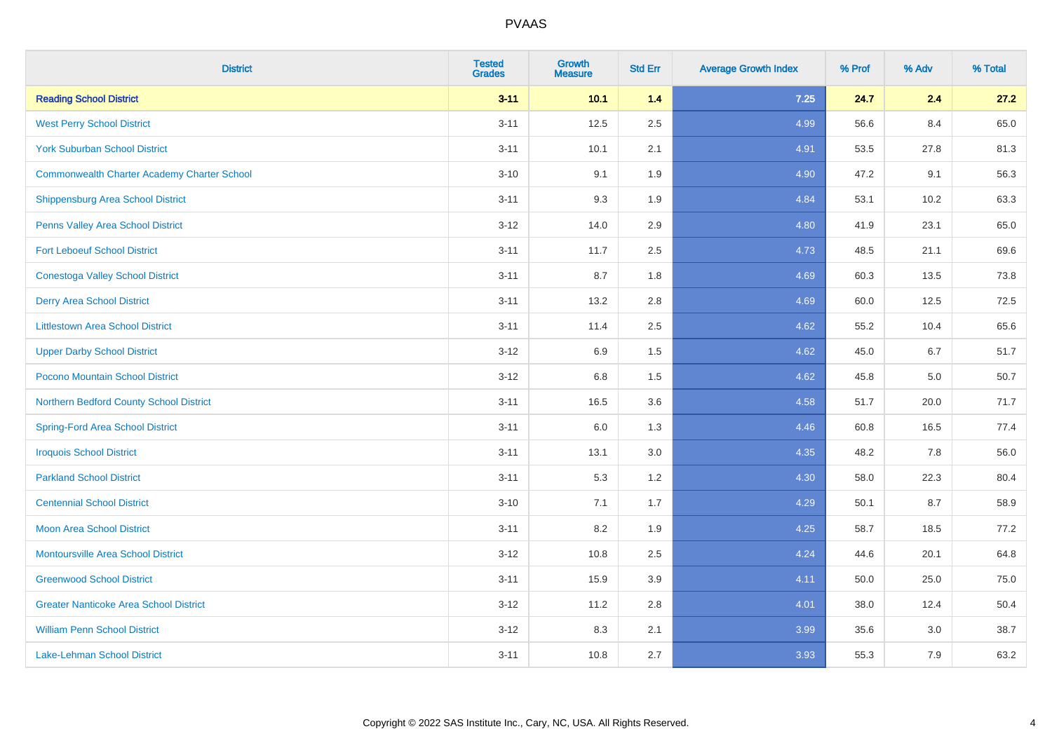| District | Tested Grades | Growth Measure | Std Err | Average Growth Index | % Prof | % Adv | % Total |
|---|---|---|---|---|---|---|---|
| **Reading School District** | **3-11** | **10.1** | **1.4** | **7.25** | **24.7** | **2.4** | **27.2** |
| West Perry School District | 3-11 | 12.5 | 2.5 | 4.99 | 56.6 | 8.4 | 65.0 |
| York Suburban School District | 3-11 | 10.1 | 2.1 | 4.91 | 53.5 | 27.8 | 81.3 |
| Commonwealth Charter Academy Charter School | 3-10 | 9.1 | 1.9 | 4.90 | 47.2 | 9.1 | 56.3 |
| Shippensburg Area School District | 3-11 | 9.3 | 1.9 | 4.84 | 53.1 | 10.2 | 63.3 |
| Penns Valley Area School District | 3-12 | 14.0 | 2.9 | 4.80 | 41.9 | 23.1 | 65.0 |
| Fort Leboeuf School District | 3-11 | 11.7 | 2.5 | 4.73 | 48.5 | 21.1 | 69.6 |
| Conestoga Valley School District | 3-11 | 8.7 | 1.8 | 4.69 | 60.3 | 13.5 | 73.8 |
| Derry Area School District | 3-11 | 13.2 | 2.8 | 4.69 | 60.0 | 12.5 | 72.5 |
| Littlestown Area School District | 3-11 | 11.4 | 2.5 | 4.62 | 55.2 | 10.4 | 65.6 |
| Upper Darby School District | 3-12 | 6.9 | 1.5 | 4.62 | 45.0 | 6.7 | 51.7 |
| Pocono Mountain School District | 3-12 | 6.8 | 1.5 | 4.62 | 45.8 | 5.0 | 50.7 |
| Northern Bedford County School District | 3-11 | 16.5 | 3.6 | 4.58 | 51.7 | 20.0 | 71.7 |
| Spring-Ford Area School District | 3-11 | 6.0 | 1.3 | 4.46 | 60.8 | 16.5 | 77.4 |
| Iroquois School District | 3-11 | 13.1 | 3.0 | 4.35 | 48.2 | 7.8 | 56.0 |
| Parkland School District | 3-11 | 5.3 | 1.2 | 4.30 | 58.0 | 22.3 | 80.4 |
| Centennial School District | 3-10 | 7.1 | 1.7 | 4.29 | 50.1 | 8.7 | 58.9 |
| Moon Area School District | 3-11 | 8.2 | 1.9 | 4.25 | 58.7 | 18.5 | 77.2 |
| Montoursville Area School District | 3-12 | 10.8 | 2.5 | 4.24 | 44.6 | 20.1 | 64.8 |
| Greenwood School District | 3-11 | 15.9 | 3.9 | 4.11 | 50.0 | 25.0 | 75.0 |
| Greater Nanticoke Area School District | 3-12 | 11.2 | 2.8 | 4.01 | 38.0 | 12.4 | 50.4 |
| William Penn School District | 3-12 | 8.3 | 2.1 | 3.99 | 35.6 | 3.0 | 38.7 |
| Lake-Lehman School District | 3-11 | 10.8 | 2.7 | 3.93 | 55.3 | 7.9 | 63.2 |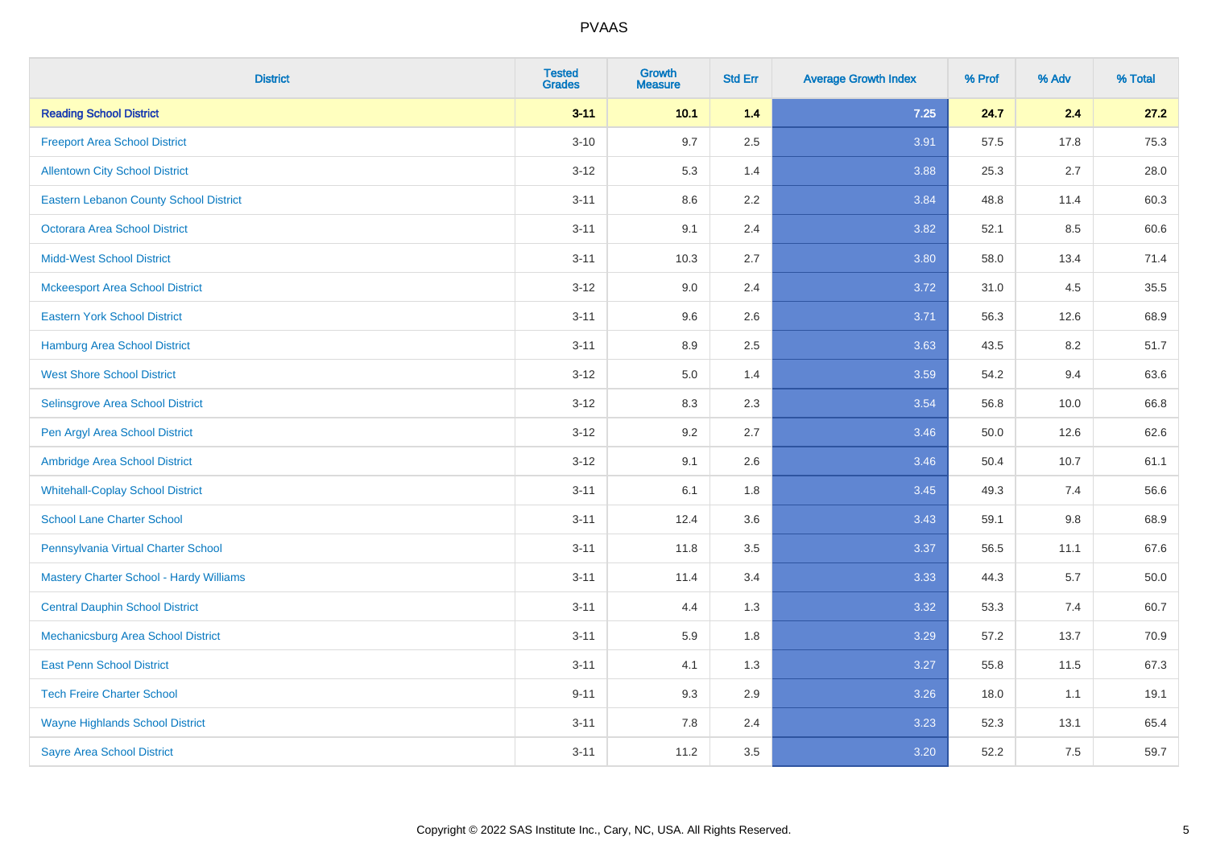# PVAAS

| District | Tested Grades | Growth Measure | Std Err | Average Growth Index | % Prof | % Adv | % Total |
|---|---|---|---|---|---|---|---|
| **Reading School District** | **3-11** | **10.1** | **1.4** | **7.25** | **24.7** | **2.4** | **27.2** |
| Freeport Area School District | 3-10 | 9.7 | 2.5 | 3.91 | 57.5 | 17.8 | 75.3 |
| Allentown City School District | 3-12 | 5.3 | 1.4 | 3.88 | 25.3 | 2.7 | 28.0 |
| Eastern Lebanon County School District | 3-11 | 8.6 | 2.2 | 3.84 | 48.8 | 11.4 | 60.3 |
| Octorara Area School District | 3-11 | 9.1 | 2.4 | 3.82 | 52.1 | 8.5 | 60.6 |
| Midd-West School District | 3-11 | 10.3 | 2.7 | 3.80 | 58.0 | 13.4 | 71.4 |
| Mckeesport Area School District | 3-12 | 9.0 | 2.4 | 3.72 | 31.0 | 4.5 | 35.5 |
| Eastern York School District | 3-11 | 9.6 | 2.6 | 3.71 | 56.3 | 12.6 | 68.9 |
| Hamburg Area School District | 3-11 | 8.9 | 2.5 | 3.63 | 43.5 | 8.2 | 51.7 |
| West Shore School District | 3-12 | 5.0 | 1.4 | 3.59 | 54.2 | 9.4 | 63.6 |
| Selinsgrove Area School District | 3-12 | 8.3 | 2.3 | 3.54 | 56.8 | 10.0 | 66.8 |
| Pen Argyl Area School District | 3-12 | 9.2 | 2.7 | 3.46 | 50.0 | 12.6 | 62.6 |
| Ambridge Area School District | 3-12 | 9.1 | 2.6 | 3.46 | 50.4 | 10.7 | 61.1 |
| Whitehall-Coplay School District | 3-11 | 6.1 | 1.8 | 3.45 | 49.3 | 7.4 | 56.6 |
| School Lane Charter School | 3-11 | 12.4 | 3.6 | 3.43 | 59.1 | 9.8 | 68.9 |
| Pennsylvania Virtual Charter School | 3-11 | 11.8 | 3.5 | 3.37 | 56.5 | 11.1 | 67.6 |
| Mastery Charter School - Hardy Williams | 3-11 | 11.4 | 3.4 | 3.33 | 44.3 | 5.7 | 50.0 |
| Central Dauphin School District | 3-11 | 4.4 | 1.3 | 3.32 | 53.3 | 7.4 | 60.7 |
| Mechanicsburg Area School District | 3-11 | 5.9 | 1.8 | 3.29 | 57.2 | 13.7 | 70.9 |
| East Penn School District | 3-11 | 4.1 | 1.3 | 3.27 | 55.8 | 11.5 | 67.3 |
| Tech Freire Charter School | 9-11 | 9.3 | 2.9 | 3.26 | 18.0 | 1.1 | 19.1 |
| Wayne Highlands School District | 3-11 | 7.8 | 2.4 | 3.23 | 52.3 | 13.1 | 65.4 |
| Sayre Area School District | 3-11 | 11.2 | 3.5 | 3.20 | 52.2 | 7.5 | 59.7 |

Copyright © 2022 SAS Institute Inc., Cary, NC, USA. All Rights Reserved.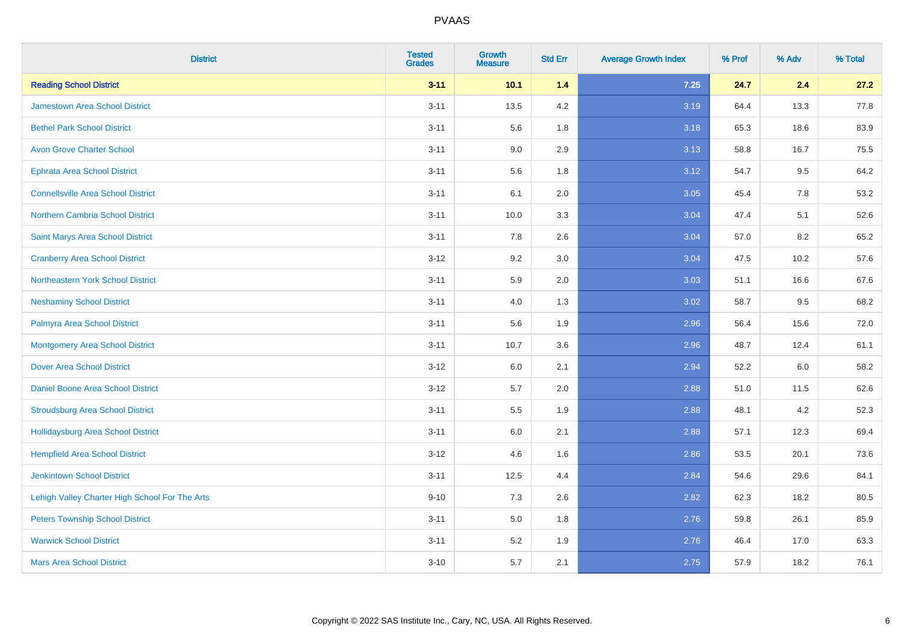| District | Tested Grades | Growth Measure | Std Err | Average Growth Index | % Prof | % Adv | % Total |
|---|---|---|---|---|---|---|---|
| **Reading School District** | **3-11** | **10.1** | **1.4** | **7.25** | **24.7** | **2.4** | **27.2** |
| Jamestown Area School District | 3-11 | 13.5 | 4.2 | 3.19 | 64.4 | 13.3 | 77.8 |
| Bethel Park School District | 3-11 | 5.6 | 1.8 | 3.18 | 65.3 | 18.6 | 83.9 |
| Avon Grove Charter School | 3-11 | 9.0 | 2.9 | 3.13 | 58.8 | 16.7 | 75.5 |
| Ephrata Area School District | 3-11 | 5.6 | 1.8 | 3.12 | 54.7 | 9.5 | 64.2 |
| Connellsville Area School District | 3-11 | 6.1 | 2.0 | 3.05 | 45.4 | 7.8 | 53.2 |
| Northern Cambria School District | 3-11 | 10.0 | 3.3 | 3.04 | 47.4 | 5.1 | 52.6 |
| Saint Marys Area School District | 3-11 | 7.8 | 2.6 | 3.04 | 57.0 | 8.2 | 65.2 |
| Cranberry Area School District | 3-12 | 9.2 | 3.0 | 3.04 | 47.5 | 10.2 | 57.6 |
| Northeastern York School District | 3-11 | 5.9 | 2.0 | 3.03 | 51.1 | 16.6 | 67.6 |
| Neshaminy School District | 3-11 | 4.0 | 1.3 | 3.02 | 58.7 | 9.5 | 68.2 |
| Palmyra Area School District | 3-11 | 5.6 | 1.9 | 2.96 | 56.4 | 15.6 | 72.0 |
| Montgomery Area School District | 3-11 | 10.7 | 3.6 | 2.96 | 48.7 | 12.4 | 61.1 |
| Dover Area School District | 3-12 | 6.0 | 2.1 | 2.94 | 52.2 | 6.0 | 58.2 |
| Daniel Boone Area School District | 3-12 | 5.7 | 2.0 | 2.88 | 51.0 | 11.5 | 62.6 |
| Stroudsburg Area School District | 3-11 | 5.5 | 1.9 | 2.88 | 48.1 | 4.2 | 52.3 |
| Hollidaysburg Area School District | 3-11 | 6.0 | 2.1 | 2.88 | 57.1 | 12.3 | 69.4 |
| Hempfield Area School District | 3-12 | 4.6 | 1.6 | 2.86 | 53.5 | 20.1 | 73.6 |
| Jenkintown School District | 3-11 | 12.5 | 4.4 | 2.84 | 54.6 | 29.6 | 84.1 |
| Lehigh Valley Charter High School For The Arts | 9-10 | 7.3 | 2.6 | 2.82 | 62.3 | 18.2 | 80.5 |
| Peters Township School District | 3-11 | 5.0 | 1.8 | 2.76 | 59.8 | 26.1 | 85.9 |
| Warwick School District | 3-11 | 5.2 | 1.9 | 2.76 | 46.4 | 17.0 | 63.3 |
| Mars Area School District | 3-10 | 5.7 | 2.1 | 2.75 | 57.9 | 18.2 | 76.1 |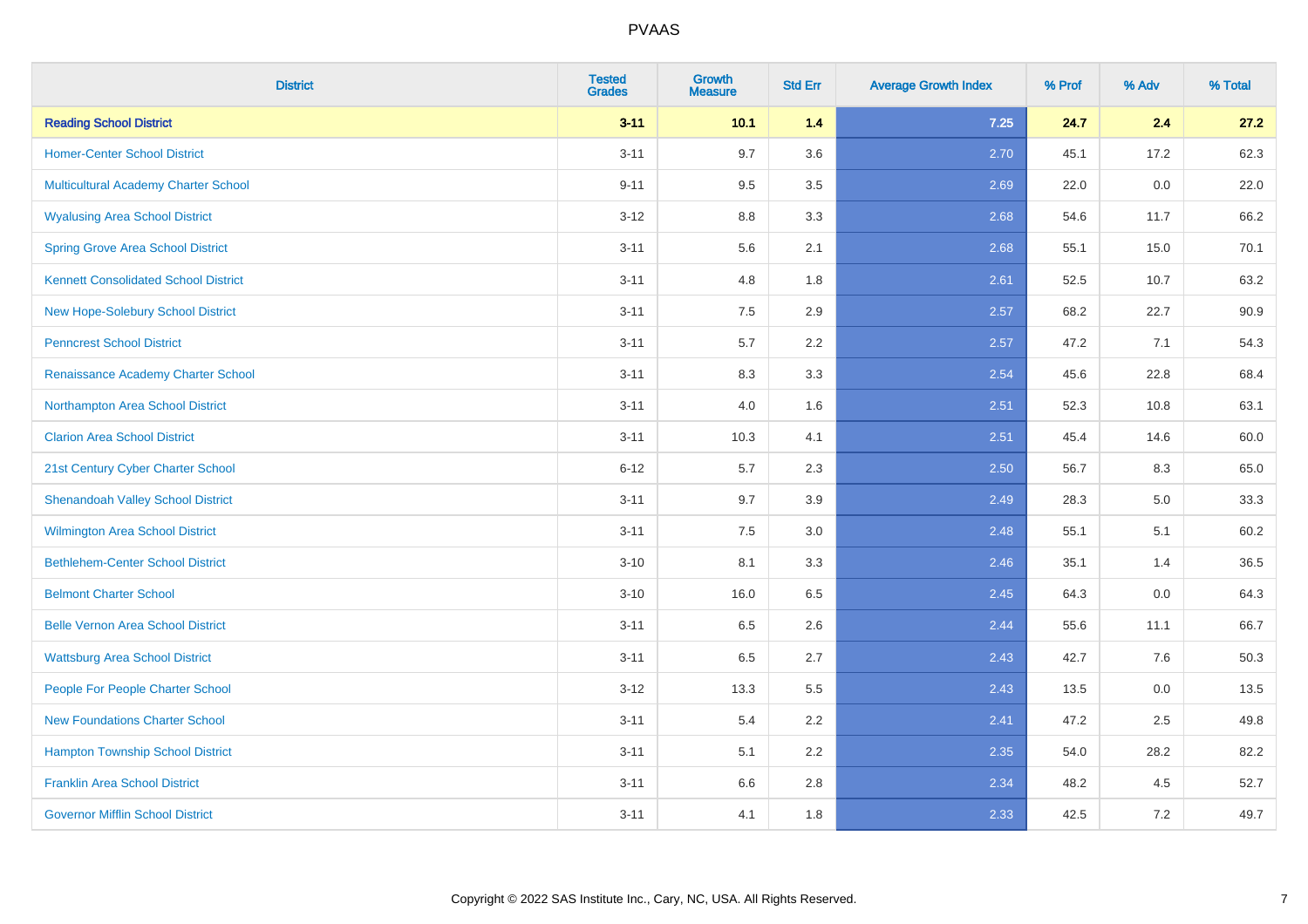# PVAAS

| District | Tested Grades | Growth Measure | Std Err | Average Growth Index | % Prof | % Adv | % Total |
|---|---|---|---|---|---|---|---|
| **Reading School District** | **3-11** | **10.1** | **1.4** | **7.25** | **24.7** | **2.4** | **27.2** |
| Homer-Center School District | 3-11 | 9.7 | 3.6 | 2.70 | 45.1 | 17.2 | 62.3 |
| Multicultural Academy Charter School | 9-11 | 9.5 | 3.5 | 2.69 | 22.0 | 0.0 | 22.0 |
| Wyalusing Area School District | 3-12 | 8.8 | 3.3 | 2.68 | 54.6 | 11.7 | 66.2 |
| Spring Grove Area School District | 3-11 | 5.6 | 2.1 | 2.68 | 55.1 | 15.0 | 70.1 |
| Kennett Consolidated School District | 3-11 | 4.8 | 1.8 | 2.61 | 52.5 | 10.7 | 63.2 |
| New Hope-Solebury School District | 3-11 | 7.5 | 2.9 | 2.57 | 68.2 | 22.7 | 90.9 |
| Penncrest School District | 3-11 | 5.7 | 2.2 | 2.57 | 47.2 | 7.1 | 54.3 |
| Renaissance Academy Charter School | 3-11 | 8.3 | 3.3 | 2.54 | 45.6 | 22.8 | 68.4 |
| Northampton Area School District | 3-11 | 4.0 | 1.6 | 2.51 | 52.3 | 10.8 | 63.1 |
| Clarion Area School District | 3-11 | 10.3 | 4.1 | 2.51 | 45.4 | 14.6 | 60.0 |
| 21st Century Cyber Charter School | 6-12 | 5.7 | 2.3 | 2.50 | 56.7 | 8.3 | 65.0 |
| Shenandoah Valley School District | 3-11 | 9.7 | 3.9 | 2.49 | 28.3 | 5.0 | 33.3 |
| Wilmington Area School District | 3-11 | 7.5 | 3.0 | 2.48 | 55.1 | 5.1 | 60.2 |
| Bethlehem-Center School District | 3-10 | 8.1 | 3.3 | 2.46 | 35.1 | 1.4 | 36.5 |
| Belmont Charter School | 3-10 | 16.0 | 6.5 | 2.45 | 64.3 | 0.0 | 64.3 |
| Belle Vernon Area School District | 3-11 | 6.5 | 2.6 | 2.44 | 55.6 | 11.1 | 66.7 |
| Wattsburg Area School District | 3-11 | 6.5 | 2.7 | 2.43 | 42.7 | 7.6 | 50.3 |
| People For People Charter School | 3-12 | 13.3 | 5.5 | 2.43 | 13.5 | 0.0 | 13.5 |
| New Foundations Charter School | 3-11 | 5.4 | 2.2 | 2.41 | 47.2 | 2.5 | 49.8 |
| Hampton Township School District | 3-11 | 5.1 | 2.2 | 2.35 | 54.0 | 28.2 | 82.2 |
| Franklin Area School District | 3-11 | 6.6 | 2.8 | 2.34 | 48.2 | 4.5 | 52.7 |
| Governor Mifflin School District | 3-11 | 4.1 | 1.8 | 2.33 | 42.5 | 7.2 | 49.7 |

Copyright © 2022 SAS Institute Inc., Cary, NC, USA. All Rights Reserved.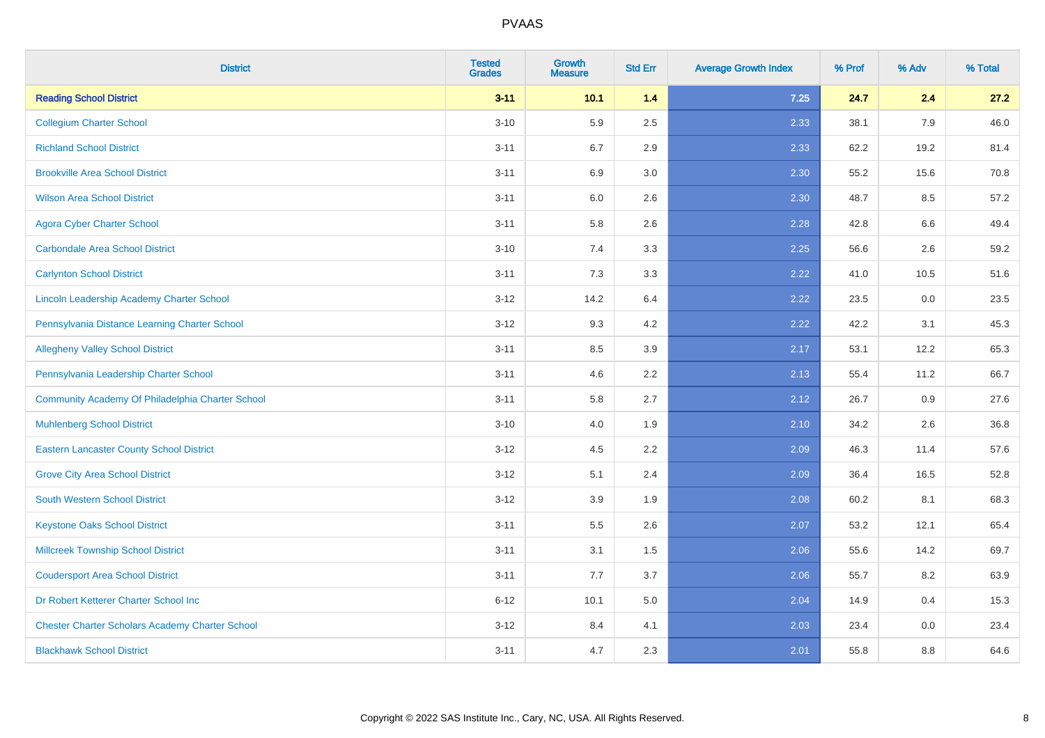# PVAAS

| District | Tested Grades | Growth Measure | Std Err | Average Growth Index | % Prof | % Adv | % Total |
|---|---|---|---|---|---|---|---|
| **Reading School District** | **3-11** | **10.1** | **1.4** | **7.25** | **24.7** | **2.4** | **27.2** |
| Collegium Charter School | 3-10 | 5.9 | 2.5 | 2.33 | 38.1 | 7.9 | 46.0 |
| Richland School District | 3-11 | 6.7 | 2.9 | 2.33 | 62.2 | 19.2 | 81.4 |
| Brookville Area School District | 3-11 | 6.9 | 3.0 | 2.30 | 55.2 | 15.6 | 70.8 |
| Wilson Area School District | 3-11 | 6.0 | 2.6 | 2.30 | 48.7 | 8.5 | 57.2 |
| Agora Cyber Charter School | 3-11 | 5.8 | 2.6 | 2.28 | 42.8 | 6.6 | 49.4 |
| Carbondale Area School District | 3-10 | 7.4 | 3.3 | 2.25 | 56.6 | 2.6 | 59.2 |
| Carlynton School District | 3-11 | 7.3 | 3.3 | 2.22 | 41.0 | 10.5 | 51.6 |
| Lincoln Leadership Academy Charter School | 3-12 | 14.2 | 6.4 | 2.22 | 23.5 | 0.0 | 23.5 |
| Pennsylvania Distance Learning Charter School | 3-12 | 9.3 | 4.2 | 2.22 | 42.2 | 3.1 | 45.3 |
| Allegheny Valley School District | 3-11 | 8.5 | 3.9 | 2.17 | 53.1 | 12.2 | 65.3 |
| Pennsylvania Leadership Charter School | 3-11 | 4.6 | 2.2 | 2.13 | 55.4 | 11.2 | 66.7 |
| Community Academy Of Philadelphia Charter School | 3-11 | 5.8 | 2.7 | 2.12 | 26.7 | 0.9 | 27.6 |
| Muhlenberg School District | 3-10 | 4.0 | 1.9 | 2.10 | 34.2 | 2.6 | 36.8 |
| Eastern Lancaster County School District | 3-12 | 4.5 | 2.2 | 2.09 | 46.3 | 11.4 | 57.6 |
| Grove City Area School District | 3-12 | 5.1 | 2.4 | 2.09 | 36.4 | 16.5 | 52.8 |
| South Western School District | 3-12 | 3.9 | 1.9 | 2.08 | 60.2 | 8.1 | 68.3 |
| Keystone Oaks School District | 3-11 | 5.5 | 2.6 | 2.07 | 53.2 | 12.1 | 65.4 |
| Millcreek Township School District | 3-11 | 3.1 | 1.5 | 2.06 | 55.6 | 14.2 | 69.7 |
| Coudersport Area School District | 3-11 | 7.7 | 3.7 | 2.06 | 55.7 | 8.2 | 63.9 |
| Dr Robert Ketterer Charter School Inc | 6-12 | 10.1 | 5.0 | 2.04 | 14.9 | 0.4 | 15.3 |
| Chester Charter Scholars Academy Charter School | 3-12 | 8.4 | 4.1 | 2.03 | 23.4 | 0.0 | 23.4 |
| Blackhawk School District | 3-11 | 4.7 | 2.3 | 2.01 | 55.8 | 8.8 | 64.6 |

Copyright © 2022 SAS Institute Inc., Cary, NC, USA. All Rights Reserved.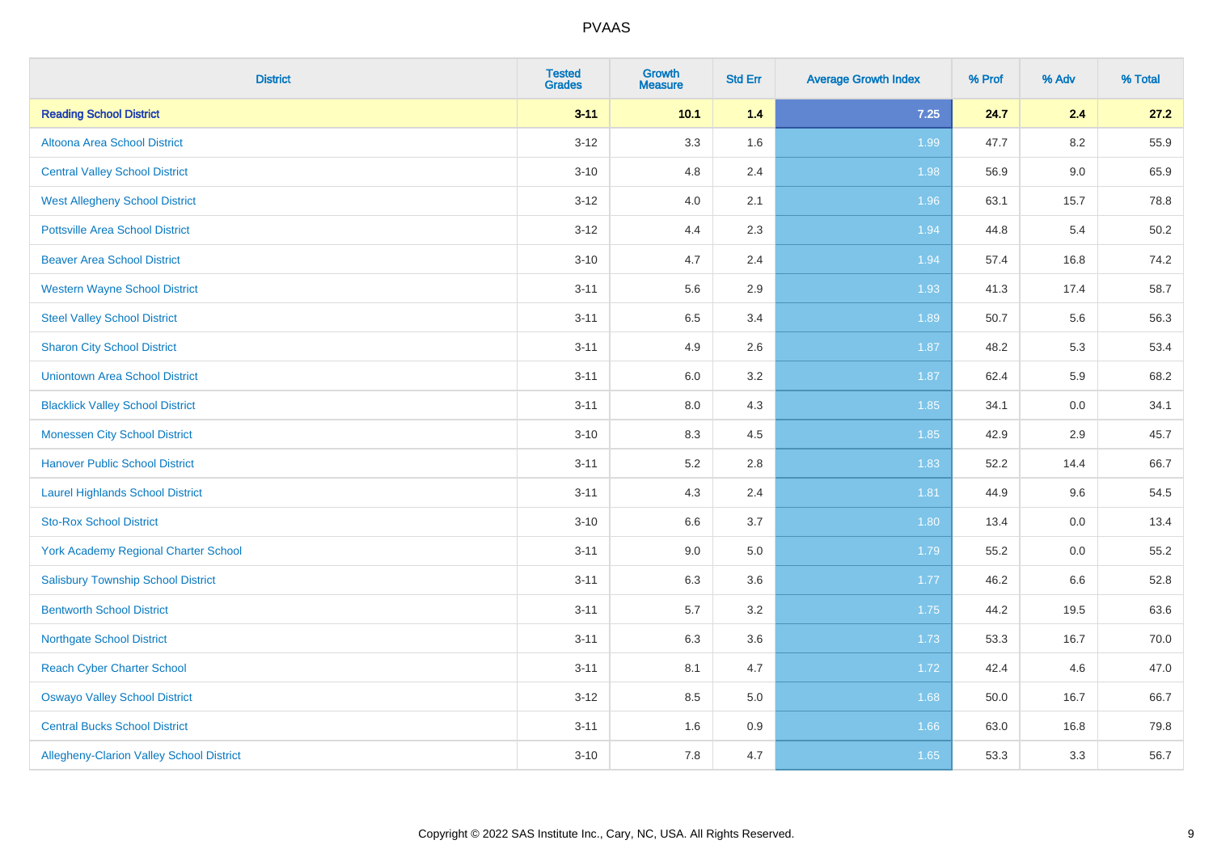| District | Tested Grades | Growth Measure | Std Err | Average Growth Index | % Prof | % Adv | % Total |
|---|---|---|---|---|---|---|---|
| **Reading School District** | **3-11** | **10.1** | **1.4** | **7.25** | **24.7** | **2.4** | **27.2** |
| Altoona Area School District | 3-12 | 3.3 | 1.6 | 1.99 | 47.7 | 8.2 | 55.9 |
| Central Valley School District | 3-10 | 4.8 | 2.4 | 1.98 | 56.9 | 9.0 | 65.9 |
| West Allegheny School District | 3-12 | 4.0 | 2.1 | 1.96 | 63.1 | 15.7 | 78.8 |
| Pottsville Area School District | 3-12 | 4.4 | 2.3 | 1.94 | 44.8 | 5.4 | 50.2 |
| Beaver Area School District | 3-10 | 4.7 | 2.4 | 1.94 | 57.4 | 16.8 | 74.2 |
| Western Wayne School District | 3-11 | 5.6 | 2.9 | 1.93 | 41.3 | 17.4 | 58.7 |
| Steel Valley School District | 3-11 | 6.5 | 3.4 | 1.89 | 50.7 | 5.6 | 56.3 |
| Sharon City School District | 3-11 | 4.9 | 2.6 | 1.87 | 48.2 | 5.3 | 53.4 |
| Uniontown Area School District | 3-11 | 6.0 | 3.2 | 1.87 | 62.4 | 5.9 | 68.2 |
| Blacklick Valley School District | 3-11 | 8.0 | 4.3 | 1.85 | 34.1 | 0.0 | 34.1 |
| Monessen City School District | 3-10 | 8.3 | 4.5 | 1.85 | 42.9 | 2.9 | 45.7 |
| Hanover Public School District | 3-11 | 5.2 | 2.8 | 1.83 | 52.2 | 14.4 | 66.7 |
| Laurel Highlands School District | 3-11 | 4.3 | 2.4 | 1.81 | 44.9 | 9.6 | 54.5 |
| Sto-Rox School District | 3-10 | 6.6 | 3.7 | 1.80 | 13.4 | 0.0 | 13.4 |
| York Academy Regional Charter School | 3-11 | 9.0 | 5.0 | 1.79 | 55.2 | 0.0 | 55.2 |
| Salisbury Township School District | 3-11 | 6.3 | 3.6 | 1.77 | 46.2 | 6.6 | 52.8 |
| Bentworth School District | 3-11 | 5.7 | 3.2 | 1.75 | 44.2 | 19.5 | 63.6 |
| Northgate School District | 3-11 | 6.3 | 3.6 | 1.73 | 53.3 | 16.7 | 70.0 |
| Reach Cyber Charter School | 3-11 | 8.1 | 4.7 | 1.72 | 42.4 | 4.6 | 47.0 |
| Oswayo Valley School District | 3-12 | 8.5 | 5.0 | 1.68 | 50.0 | 16.7 | 66.7 |
| Central Bucks School District | 3-11 | 1.6 | 0.9 | 1.66 | 63.0 | 16.8 | 79.8 |
| Allegheny-Clarion Valley School District | 3-10 | 7.8 | 4.7 | 1.65 | 53.3 | 3.3 | 56.7 |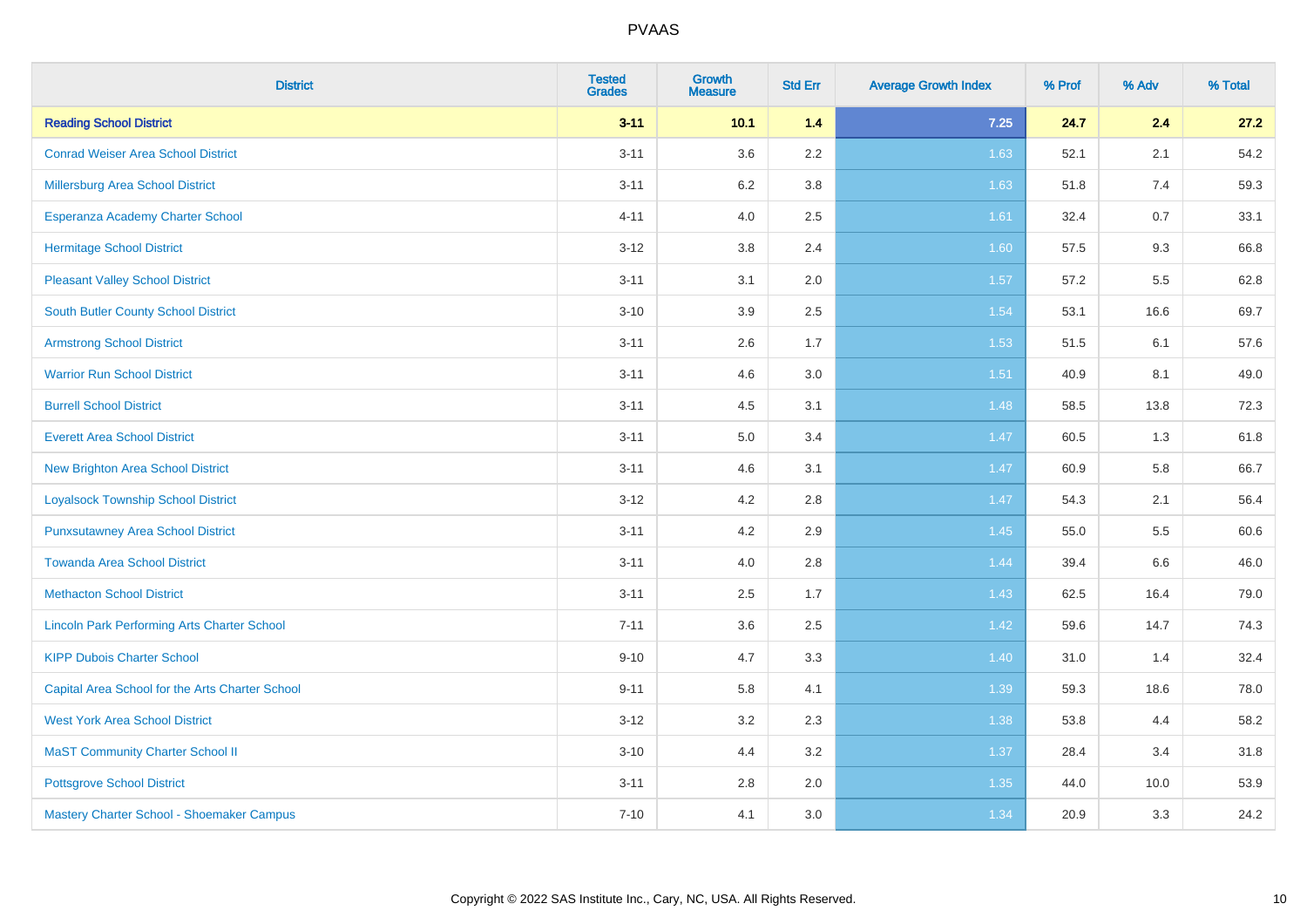# PVAAS

| District | Tested Grades | Growth Measure | Std Err | Average Growth Index | % Prof | % Adv | % Total |
|---|---|---|---|---|---|---|---|
| **Reading School District** | **3-11** | **10.1** | **1.4** | **7.25** | **24.7** | **2.4** | **27.2** |
| Conrad Weiser Area School District | 3-11 | 3.6 | 2.2 | 1.63 | 52.1 | 2.1 | 54.2 |
| Millersburg Area School District | 3-11 | 6.2 | 3.8 | 1.63 | 51.8 | 7.4 | 59.3 |
| Esperanza Academy Charter School | 4-11 | 4.0 | 2.5 | 1.61 | 32.4 | 0.7 | 33.1 |
| Hermitage School District | 3-12 | 3.8 | 2.4 | 1.60 | 57.5 | 9.3 | 66.8 |
| Pleasant Valley School District | 3-11 | 3.1 | 2.0 | 1.57 | 57.2 | 5.5 | 62.8 |
| South Butler County School District | 3-10 | 3.9 | 2.5 | 1.54 | 53.1 | 16.6 | 69.7 |
| Armstrong School District | 3-11 | 2.6 | 1.7 | 1.53 | 51.5 | 6.1 | 57.6 |
| Warrior Run School District | 3-11 | 4.6 | 3.0 | 1.51 | 40.9 | 8.1 | 49.0 |
| Burrell School District | 3-11 | 4.5 | 3.1 | 1.48 | 58.5 | 13.8 | 72.3 |
| Everett Area School District | 3-11 | 5.0 | 3.4 | 1.47 | 60.5 | 1.3 | 61.8 |
| New Brighton Area School District | 3-11 | 4.6 | 3.1 | 1.47 | 60.9 | 5.8 | 66.7 |
| Loyalsock Township School District | 3-12 | 4.2 | 2.8 | 1.47 | 54.3 | 2.1 | 56.4 |
| Punxsutawney Area School District | 3-11 | 4.2 | 2.9 | 1.45 | 55.0 | 5.5 | 60.6 |
| Towanda Area School District | 3-11 | 4.0 | 2.8 | 1.44 | 39.4 | 6.6 | 46.0 |
| Methacton School District | 3-11 | 2.5 | 1.7 | 1.43 | 62.5 | 16.4 | 79.0 |
| Lincoln Park Performing Arts Charter School | 7-11 | 3.6 | 2.5 | 1.42 | 59.6 | 14.7 | 74.3 |
| KIPP Dubois Charter School | 9-10 | 4.7 | 3.3 | 1.40 | 31.0 | 1.4 | 32.4 |
| Capital Area School for the Arts Charter School | 9-11 | 5.8 | 4.1 | 1.39 | 59.3 | 18.6 | 78.0 |
| West York Area School District | 3-12 | 3.2 | 2.3 | 1.38 | 53.8 | 4.4 | 58.2 |
| MaST Community Charter School II | 3-10 | 4.4 | 3.2 | 1.37 | 28.4 | 3.4 | 31.8 |
| Pottsgrove School District | 3-11 | 2.8 | 2.0 | 1.35 | 44.0 | 10.0 | 53.9 |
| Mastery Charter School - Shoemaker Campus | 7-10 | 4.1 | 3.0 | 1.34 | 20.9 | 3.3 | 24.2 |

Copyright © 2022 SAS Institute Inc., Cary, NC, USA. All Rights Reserved.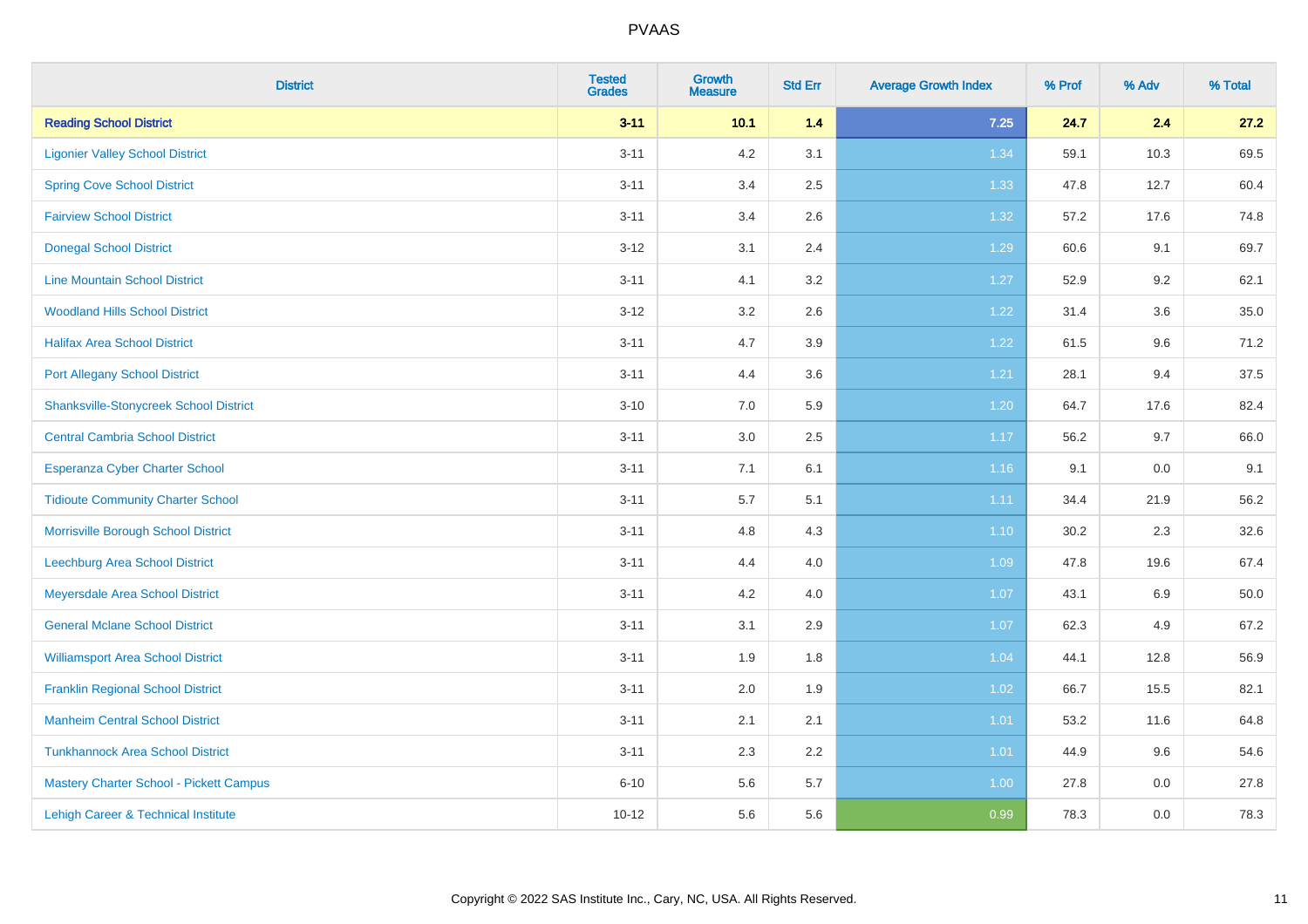# PVAAS

| District | Tested Grades | Growth Measure | Std Err | Average Growth Index | % Prof | % Adv | % Total |
|---|---|---|---|---|---|---|---|
| **Reading School District** | **3-11** | **10.1** | **1.4** | **7.25** | **24.7** | **2.4** | **27.2** |
| Ligonier Valley School District | 3-11 | 4.2 | 3.1 | 1.34 | 59.1 | 10.3 | 69.5 |
| Spring Cove School District | 3-11 | 3.4 | 2.5 | 1.33 | 47.8 | 12.7 | 60.4 |
| Fairview School District | 3-11 | 3.4 | 2.6 | 1.32 | 57.2 | 17.6 | 74.8 |
| Donegal School District | 3-12 | 3.1 | 2.4 | 1.29 | 60.6 | 9.1 | 69.7 |
| Line Mountain School District | 3-11 | 4.1 | 3.2 | 1.27 | 52.9 | 9.2 | 62.1 |
| Woodland Hills School District | 3-12 | 3.2 | 2.6 | 1.22 | 31.4 | 3.6 | 35.0 |
| Halifax Area School District | 3-11 | 4.7 | 3.9 | 1.22 | 61.5 | 9.6 | 71.2 |
| Port Allegany School District | 3-11 | 4.4 | 3.6 | 1.21 | 28.1 | 9.4 | 37.5 |
| Shanksville-Stonycreek School District | 3-10 | 7.0 | 5.9 | 1.20 | 64.7 | 17.6 | 82.4 |
| Central Cambria School District | 3-11 | 3.0 | 2.5 | 1.17 | 56.2 | 9.7 | 66.0 |
| Esperanza Cyber Charter School | 3-11 | 7.1 | 6.1 | 1.16 | 9.1 | 0.0 | 9.1 |
| Tidioute Community Charter School | 3-11 | 5.7 | 5.1 | 1.11 | 34.4 | 21.9 | 56.2 |
| Morrisville Borough School District | 3-11 | 4.8 | 4.3 | 1.10 | 30.2 | 2.3 | 32.6 |
| Leechburg Area School District | 3-11 | 4.4 | 4.0 | 1.09 | 47.8 | 19.6 | 67.4 |
| Meyersdale Area School District | 3-11 | 4.2 | 4.0 | 1.07 | 43.1 | 6.9 | 50.0 |
| General Mclane School District | 3-11 | 3.1 | 2.9 | 1.07 | 62.3 | 4.9 | 67.2 |
| Williamsport Area School District | 3-11 | 1.9 | 1.8 | 1.04 | 44.1 | 12.8 | 56.9 |
| Franklin Regional School District | 3-11 | 2.0 | 1.9 | 1.02 | 66.7 | 15.5 | 82.1 |
| Manheim Central School District | 3-11 | 2.1 | 2.1 | 1.01 | 53.2 | 11.6 | 64.8 |
| Tunkhannock Area School District | 3-11 | 2.3 | 2.2 | 1.01 | 44.9 | 9.6 | 54.6 |
| Mastery Charter School - Pickett Campus | 6-10 | 5.6 | 5.7 | 1.00 | 27.8 | 0.0 | 27.8 |
| Lehigh Career & Technical Institute | 10-12 | 5.6 | 5.6 | 0.99 | 78.3 | 0.0 | 78.3 |

Copyright © 2022 SAS Institute Inc., Cary, NC, USA. All Rights Reserved.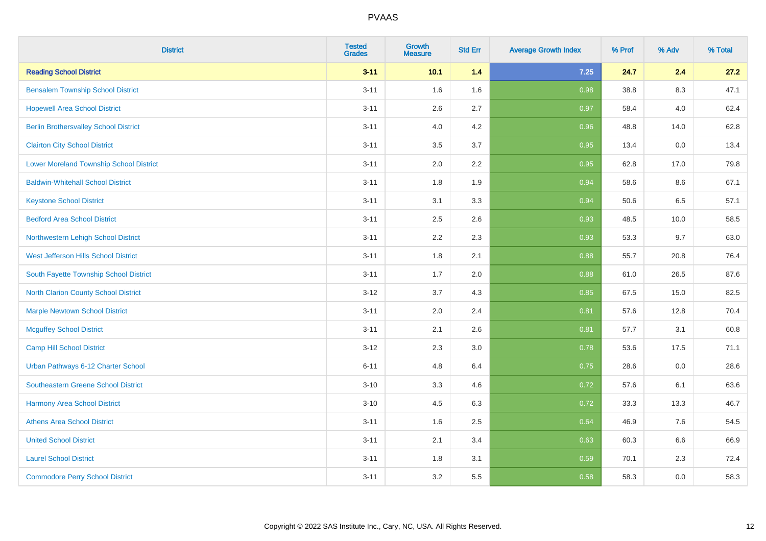| District | Tested Grades | Growth Measure | Std Err | Average Growth Index | % Prof | % Adv | % Total |
|---|---|---|---|---|---|---|---|
| **Reading School District** | **3-11** | **10.1** | **1.4** | **7.25** | **24.7** | **2.4** | **27.2** |
| Bensalem Township School District | 3-11 | 1.6 | 1.6 | 0.98 | 38.8 | 8.3 | 47.1 |
| Hopewell Area School District | 3-11 | 2.6 | 2.7 | 0.97 | 58.4 | 4.0 | 62.4 |
| Berlin Brothersvalley School District | 3-11 | 4.0 | 4.2 | 0.96 | 48.8 | 14.0 | 62.8 |
| Clairton City School District | 3-11 | 3.5 | 3.7 | 0.95 | 13.4 | 0.0 | 13.4 |
| Lower Moreland Township School District | 3-11 | 2.0 | 2.2 | 0.95 | 62.8 | 17.0 | 79.8 |
| Baldwin-Whitehall School District | 3-11 | 1.8 | 1.9 | 0.94 | 58.6 | 8.6 | 67.1 |
| Keystone School District | 3-11 | 3.1 | 3.3 | 0.94 | 50.6 | 6.5 | 57.1 |
| Bedford Area School District | 3-11 | 2.5 | 2.6 | 0.93 | 48.5 | 10.0 | 58.5 |
| Northwestern Lehigh School District | 3-11 | 2.2 | 2.3 | 0.93 | 53.3 | 9.7 | 63.0 |
| West Jefferson Hills School District | 3-11 | 1.8 | 2.1 | 0.88 | 55.7 | 20.8 | 76.4 |
| South Fayette Township School District | 3-11 | 1.7 | 2.0 | 0.88 | 61.0 | 26.5 | 87.6 |
| North Clarion County School District | 3-12 | 3.7 | 4.3 | 0.85 | 67.5 | 15.0 | 82.5 |
| Marple Newtown School District | 3-11 | 2.0 | 2.4 | 0.81 | 57.6 | 12.8 | 70.4 |
| Mcguffey School District | 3-11 | 2.1 | 2.6 | 0.81 | 57.7 | 3.1 | 60.8 |
| Camp Hill School District | 3-12 | 2.3 | 3.0 | 0.78 | 53.6 | 17.5 | 71.1 |
| Urban Pathways 6-12 Charter School | 6-11 | 4.8 | 6.4 | 0.75 | 28.6 | 0.0 | 28.6 |
| Southeastern Greene School District | 3-10 | 3.3 | 4.6 | 0.72 | 57.6 | 6.1 | 63.6 |
| Harmony Area School District | 3-10 | 4.5 | 6.3 | 0.72 | 33.3 | 13.3 | 46.7 |
| Athens Area School District | 3-11 | 1.6 | 2.5 | 0.64 | 46.9 | 7.6 | 54.5 |
| United School District | 3-11 | 2.1 | 3.4 | 0.63 | 60.3 | 6.6 | 66.9 |
| Laurel School District | 3-11 | 1.8 | 3.1 | 0.59 | 70.1 | 2.3 | 72.4 |
| Commodore Perry School District | 3-11 | 3.2 | 5.5 | 0.58 | 58.3 | 0.0 | 58.3 |

Copyright © 2022 SAS Institute Inc., Cary, NC, USA. All Rights Reserved.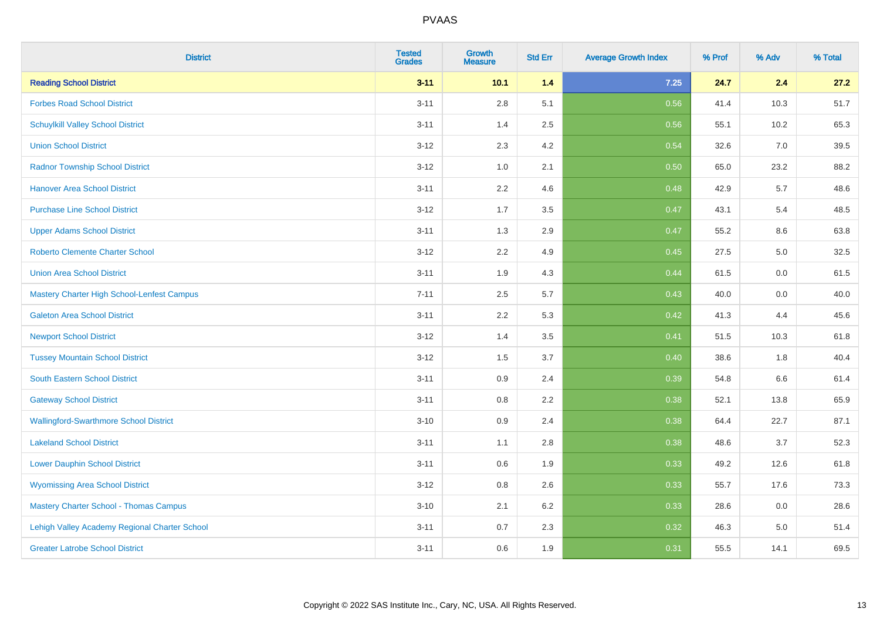# PVAAS

| District | Tested Grades | Growth Measure | Std Err | Average Growth Index | % Prof | % Adv | % Total |
|---|---|---|---|---|---|---|---|
| **Reading School District** | **3-11** | **10.1** | **1.4** | **7.25** | **24.7** | **2.4** | **27.2** |
| Forbes Road School District | 3-11 | 2.8 | 5.1 | 0.56 | 41.4 | 10.3 | 51.7 |
| Schuylkill Valley School District | 3-11 | 1.4 | 2.5 | 0.56 | 55.1 | 10.2 | 65.3 |
| Union School District | 3-12 | 2.3 | 4.2 | 0.54 | 32.6 | 7.0 | 39.5 |
| Radnor Township School District | 3-12 | 1.0 | 2.1 | 0.50 | 65.0 | 23.2 | 88.2 |
| Hanover Area School District | 3-11 | 2.2 | 4.6 | 0.48 | 42.9 | 5.7 | 48.6 |
| Purchase Line School District | 3-12 | 1.7 | 3.5 | 0.47 | 43.1 | 5.4 | 48.5 |
| Upper Adams School District | 3-11 | 1.3 | 2.9 | 0.47 | 55.2 | 8.6 | 63.8 |
| Roberto Clemente Charter School | 3-12 | 2.2 | 4.9 | 0.45 | 27.5 | 5.0 | 32.5 |
| Union Area School District | 3-11 | 1.9 | 4.3 | 0.44 | 61.5 | 0.0 | 61.5 |
| Mastery Charter High School-Lenfest Campus | 7-11 | 2.5 | 5.7 | 0.43 | 40.0 | 0.0 | 40.0 |
| Galeton Area School District | 3-11 | 2.2 | 5.3 | 0.42 | 41.3 | 4.4 | 45.6 |
| Newport School District | 3-12 | 1.4 | 3.5 | 0.41 | 51.5 | 10.3 | 61.8 |
| Tussey Mountain School District | 3-12 | 1.5 | 3.7 | 0.40 | 38.6 | 1.8 | 40.4 |
| South Eastern School District | 3-11 | 0.9 | 2.4 | 0.39 | 54.8 | 6.6 | 61.4 |
| Gateway School District | 3-11 | 0.8 | 2.2 | 0.38 | 52.1 | 13.8 | 65.9 |
| Wallingford-Swarthmore School District | 3-10 | 0.9 | 2.4 | 0.38 | 64.4 | 22.7 | 87.1 |
| Lakeland School District | 3-11 | 1.1 | 2.8 | 0.38 | 48.6 | 3.7 | 52.3 |
| Lower Dauphin School District | 3-11 | 0.6 | 1.9 | 0.33 | 49.2 | 12.6 | 61.8 |
| Wyomissing Area School District | 3-12 | 0.8 | 2.6 | 0.33 | 55.7 | 17.6 | 73.3 |
| Mastery Charter School - Thomas Campus | 3-10 | 2.1 | 6.2 | 0.33 | 28.6 | 0.0 | 28.6 |
| Lehigh Valley Academy Regional Charter School | 3-11 | 0.7 | 2.3 | 0.32 | 46.3 | 5.0 | 51.4 |
| Greater Latrobe School District | 3-11 | 0.6 | 1.9 | 0.31 | 55.5 | 14.1 | 69.5 |

Copyright © 2022 SAS Institute Inc., Cary, NC, USA. All Rights Reserved.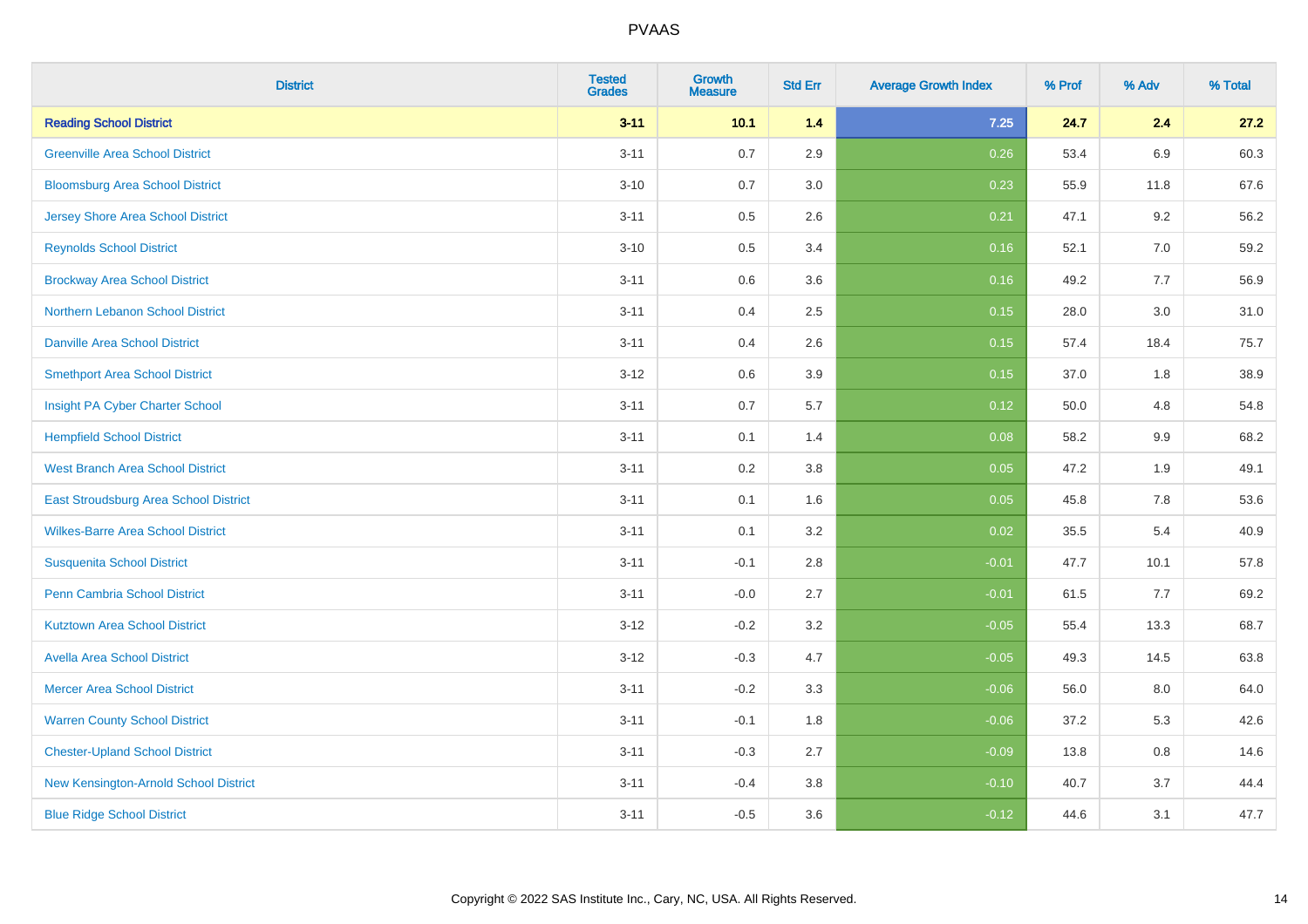# PVAAS

| District | Tested Grades | Growth Measure | Std Err | Average Growth Index | % Prof | % Adv | % Total |
|---|---|---|---|---|---|---|---|
| **Reading School District** | **3-11** | **10.1** | **1.4** | **7.25** | **24.7** | **2.4** | **27.2** |
| Greenville Area School District | 3-11 | 0.7 | 2.9 | 0.26 | 53.4 | 6.9 | 60.3 |
| Bloomsburg Area School District | 3-10 | 0.7 | 3.0 | 0.23 | 55.9 | 11.8 | 67.6 |
| Jersey Shore Area School District | 3-11 | 0.5 | 2.6 | 0.21 | 47.1 | 9.2 | 56.2 |
| Reynolds School District | 3-10 | 0.5 | 3.4 | 0.16 | 52.1 | 7.0 | 59.2 |
| Brockway Area School District | 3-11 | 0.6 | 3.6 | 0.16 | 49.2 | 7.7 | 56.9 |
| Northern Lebanon School District | 3-11 | 0.4 | 2.5 | 0.15 | 28.0 | 3.0 | 31.0 |
| Danville Area School District | 3-11 | 0.4 | 2.6 | 0.15 | 57.4 | 18.4 | 75.7 |
| Smethport Area School District | 3-12 | 0.6 | 3.9 | 0.15 | 37.0 | 1.8 | 38.9 |
| Insight PA Cyber Charter School | 3-11 | 0.7 | 5.7 | 0.12 | 50.0 | 4.8 | 54.8 |
| Hempfield School District | 3-11 | 0.1 | 1.4 | 0.08 | 58.2 | 9.9 | 68.2 |
| West Branch Area School District | 3-11 | 0.2 | 3.8 | 0.05 | 47.2 | 1.9 | 49.1 |
| East Stroudsburg Area School District | 3-11 | 0.1 | 1.6 | 0.05 | 45.8 | 7.8 | 53.6 |
| Wilkes-Barre Area School District | 3-11 | 0.1 | 3.2 | 0.02 | 35.5 | 5.4 | 40.9 |
| Susquenita School District | 3-11 | -0.1 | 2.8 | -0.01 | 47.7 | 10.1 | 57.8 |
| Penn Cambria School District | 3-11 | -0.0 | 2.7 | -0.01 | 61.5 | 7.7 | 69.2 |
| Kutztown Area School District | 3-12 | -0.2 | 3.2 | -0.05 | 55.4 | 13.3 | 68.7 |
| Avella Area School District | 3-12 | -0.3 | 4.7 | -0.05 | 49.3 | 14.5 | 63.8 |
| Mercer Area School District | 3-11 | -0.2 | 3.3 | -0.06 | 56.0 | 8.0 | 64.0 |
| Warren County School District | 3-11 | -0.1 | 1.8 | -0.06 | 37.2 | 5.3 | 42.6 |
| Chester-Upland School District | 3-11 | -0.3 | 2.7 | -0.09 | 13.8 | 0.8 | 14.6 |
| New Kensington-Arnold School District | 3-11 | -0.4 | 3.8 | -0.10 | 40.7 | 3.7 | 44.4 |
| Blue Ridge School District | 3-11 | -0.5 | 3.6 | -0.12 | 44.6 | 3.1 | 47.7 |

Copyright © 2022 SAS Institute Inc., Cary, NC, USA. All Rights Reserved.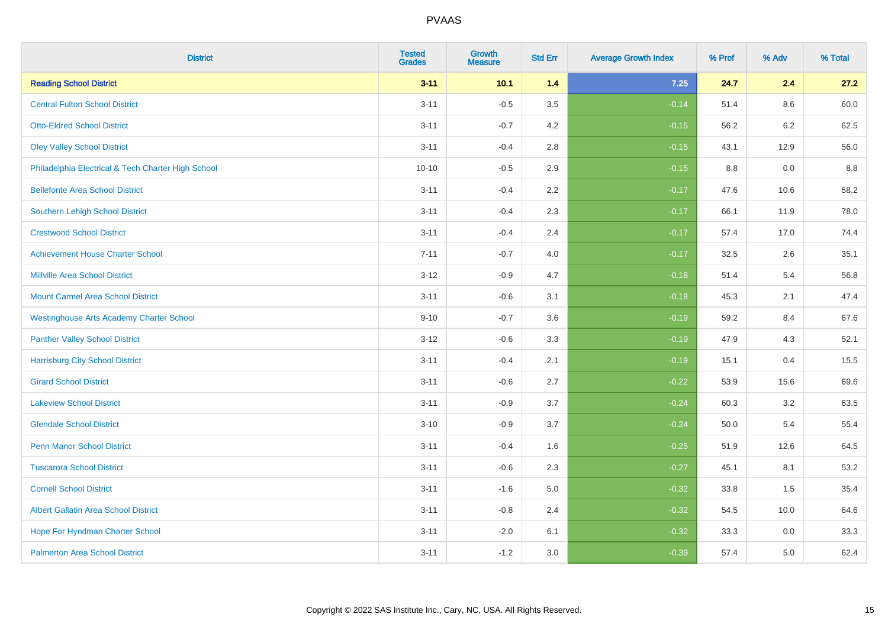# PVAAS

| District | Tested Grades | Growth Measure | Std Err | Average Growth Index | % Prof | % Adv | % Total |
|---|---|---|---|---|---|---|---|
| **Reading School District** | **3-11** | **10.1** | **1.4** | **7.25** | **24.7** | **2.4** | **27.2** |
| Central Fulton School District | 3-11 | -0.5 | 3.5 | -0.14 | 51.4 | 8.6 | 60.0 |
| Otto-Eldred School District | 3-11 | -0.7 | 4.2 | -0.15 | 56.2 | 6.2 | 62.5 |
| Oley Valley School District | 3-11 | -0.4 | 2.8 | -0.15 | 43.1 | 12.9 | 56.0 |
| Philadelphia Electrical & Tech Charter High School | 10-10 | -0.5 | 2.9 | -0.15 | 8.8 | 0.0 | 8.8 |
| Bellefonte Area School District | 3-11 | -0.4 | 2.2 | -0.17 | 47.6 | 10.6 | 58.2 |
| Southern Lehigh School District | 3-11 | -0.4 | 2.3 | -0.17 | 66.1 | 11.9 | 78.0 |
| Crestwood School District | 3-11 | -0.4 | 2.4 | -0.17 | 57.4 | 17.0 | 74.4 |
| Achievement House Charter School | 7-11 | -0.7 | 4.0 | -0.17 | 32.5 | 2.6 | 35.1 |
| Millville Area School District | 3-12 | -0.9 | 4.7 | -0.18 | 51.4 | 5.4 | 56.8 |
| Mount Carmel Area School District | 3-11 | -0.6 | 3.1 | -0.18 | 45.3 | 2.1 | 47.4 |
| Westinghouse Arts Academy Charter School | 9-10 | -0.7 | 3.6 | -0.19 | 59.2 | 8.4 | 67.6 |
| Panther Valley School District | 3-12 | -0.6 | 3.3 | -0.19 | 47.9 | 4.3 | 52.1 |
| Harrisburg City School District | 3-11 | -0.4 | 2.1 | -0.19 | 15.1 | 0.4 | 15.5 |
| Girard School District | 3-11 | -0.6 | 2.7 | -0.22 | 53.9 | 15.6 | 69.6 |
| Lakeview School District | 3-11 | -0.9 | 3.7 | -0.24 | 60.3 | 3.2 | 63.5 |
| Glendale School District | 3-10 | -0.9 | 3.7 | -0.24 | 50.0 | 5.4 | 55.4 |
| Penn Manor School District | 3-11 | -0.4 | 1.6 | -0.25 | 51.9 | 12.6 | 64.5 |
| Tuscarora School District | 3-11 | -0.6 | 2.3 | -0.27 | 45.1 | 8.1 | 53.2 |
| Cornell School District | 3-11 | -1.6 | 5.0 | -0.32 | 33.8 | 1.5 | 35.4 |
| Albert Gallatin Area School District | 3-11 | -0.8 | 2.4 | -0.32 | 54.5 | 10.0 | 64.6 |
| Hope For Hyndman Charter School | 3-11 | -2.0 | 6.1 | -0.32 | 33.3 | 0.0 | 33.3 |
| Palmerton Area School District | 3-11 | -1.2 | 3.0 | -0.39 | 57.4 | 5.0 | 62.4 |

Copyright © 2022 SAS Institute Inc., Cary, NC, USA. All Rights Reserved.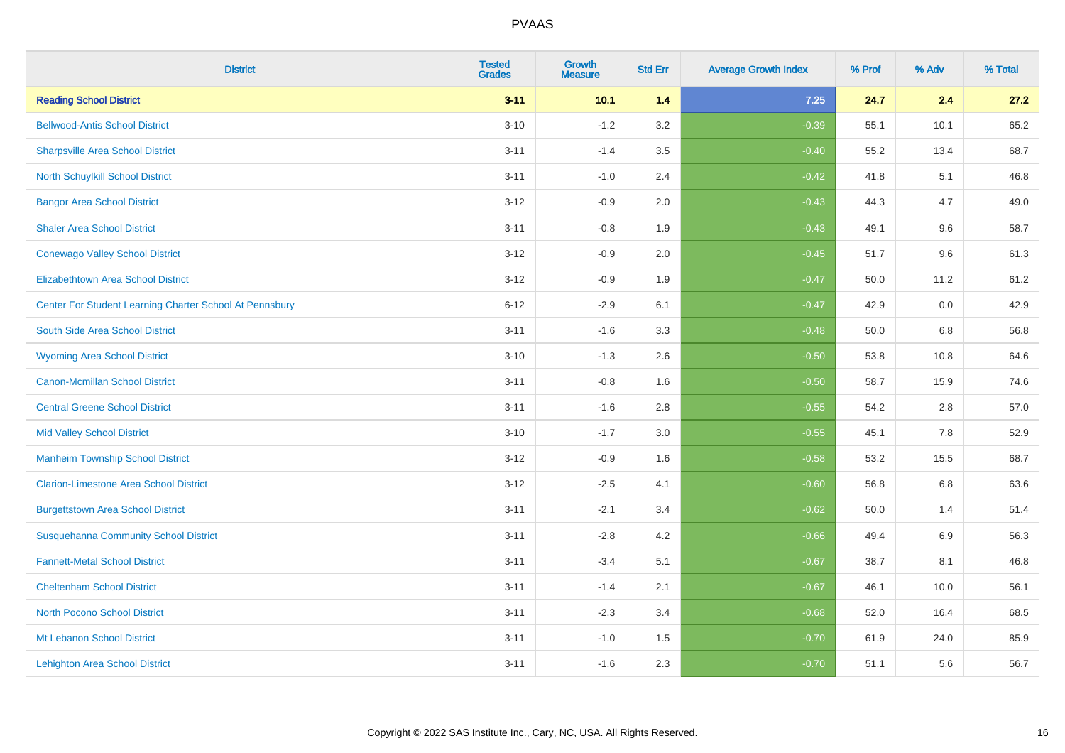# PVAAS

| District | Tested Grades | Growth Measure | Std Err | Average Growth Index | % Prof | % Adv | % Total |
|---|---|---|---|---|---|---|---|
| **Reading School District** | **3-11** | **10.1** | **1.4** | **7.25** | **24.7** | **2.4** | **27.2** |
| Bellwood-Antis School District | 3-10 | -1.2 | 3.2 | -0.39 | 55.1 | 10.1 | 65.2 |
| Sharpsville Area School District | 3-11 | -1.4 | 3.5 | -0.40 | 55.2 | 13.4 | 68.7 |
| North Schuylkill School District | 3-11 | -1.0 | 2.4 | -0.42 | 41.8 | 5.1 | 46.8 |
| Bangor Area School District | 3-12 | -0.9 | 2.0 | -0.43 | 44.3 | 4.7 | 49.0 |
| Shaler Area School District | 3-11 | -0.8 | 1.9 | -0.43 | 49.1 | 9.6 | 58.7 |
| Conewago Valley School District | 3-12 | -0.9 | 2.0 | -0.45 | 51.7 | 9.6 | 61.3 |
| Elizabethtown Area School District | 3-12 | -0.9 | 1.9 | -0.47 | 50.0 | 11.2 | 61.2 |
| Center For Student Learning Charter School At Pennsbury | 6-12 | -2.9 | 6.1 | -0.47 | 42.9 | 0.0 | 42.9 |
| South Side Area School District | 3-11 | -1.6 | 3.3 | -0.48 | 50.0 | 6.8 | 56.8 |
| Wyoming Area School District | 3-10 | -1.3 | 2.6 | -0.50 | 53.8 | 10.8 | 64.6 |
| Canon-Mcmillan School District | 3-11 | -0.8 | 1.6 | -0.50 | 58.7 | 15.9 | 74.6 |
| Central Greene School District | 3-11 | -1.6 | 2.8 | -0.55 | 54.2 | 2.8 | 57.0 |
| Mid Valley School District | 3-10 | -1.7 | 3.0 | -0.55 | 45.1 | 7.8 | 52.9 |
| Manheim Township School District | 3-12 | -0.9 | 1.6 | -0.58 | 53.2 | 15.5 | 68.7 |
| Clarion-Limestone Area School District | 3-12 | -2.5 | 4.1 | -0.60 | 56.8 | 6.8 | 63.6 |
| Burgettstown Area School District | 3-11 | -2.1 | 3.4 | -0.62 | 50.0 | 1.4 | 51.4 |
| Susquehanna Community School District | 3-11 | -2.8 | 4.2 | -0.66 | 49.4 | 6.9 | 56.3 |
| Fannett-Metal School District | 3-11 | -3.4 | 5.1 | -0.67 | 38.7 | 8.1 | 46.8 |
| Cheltenham School District | 3-11 | -1.4 | 2.1 | -0.67 | 46.1 | 10.0 | 56.1 |
| North Pocono School District | 3-11 | -2.3 | 3.4 | -0.68 | 52.0 | 16.4 | 68.5 |
| Mt Lebanon School District | 3-11 | -1.0 | 1.5 | -0.70 | 61.9 | 24.0 | 85.9 |
| Lehighton Area School District | 3-11 | -1.6 | 2.3 | -0.70 | 51.1 | 5.6 | 56.7 |

Copyright © 2022 SAS Institute Inc., Cary, NC, USA. All Rights Reserved.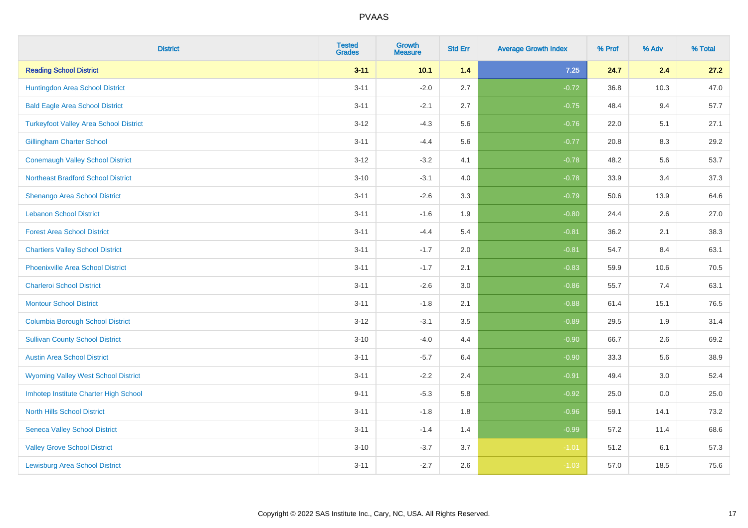# PVAAS

| District | Tested Grades | Growth Measure | Std Err | Average Growth Index | % Prof | % Adv | % Total |
|---|---|---|---|---|---|---|---|
| **Reading School District** | **3-11** | **10.1** | **1.4** | **7.25** | **24.7** | **2.4** | **27.2** |
| Huntingdon Area School District | 3-11 | -2.0 | 2.7 | -0.72 | 36.8 | 10.3 | 47.0 |
| Bald Eagle Area School District | 3-11 | -2.1 | 2.7 | -0.75 | 48.4 | 9.4 | 57.7 |
| Turkeyfoot Valley Area School District | 3-12 | -4.3 | 5.6 | -0.76 | 22.0 | 5.1 | 27.1 |
| Gillingham Charter School | 3-11 | -4.4 | 5.6 | -0.77 | 20.8 | 8.3 | 29.2 |
| Conemaugh Valley School District | 3-12 | -3.2 | 4.1 | -0.78 | 48.2 | 5.6 | 53.7 |
| Northeast Bradford School District | 3-10 | -3.1 | 4.0 | -0.78 | 33.9 | 3.4 | 37.3 |
| Shenango Area School District | 3-11 | -2.6 | 3.3 | -0.79 | 50.6 | 13.9 | 64.6 |
| Lebanon School District | 3-11 | -1.6 | 1.9 | -0.80 | 24.4 | 2.6 | 27.0 |
| Forest Area School District | 3-11 | -4.4 | 5.4 | -0.81 | 36.2 | 2.1 | 38.3 |
| Chartiers Valley School District | 3-11 | -1.7 | 2.0 | -0.81 | 54.7 | 8.4 | 63.1 |
| Phoenixville Area School District | 3-11 | -1.7 | 2.1 | -0.83 | 59.9 | 10.6 | 70.5 |
| Charleroi School District | 3-11 | -2.6 | 3.0 | -0.86 | 55.7 | 7.4 | 63.1 |
| Montour School District | 3-11 | -1.8 | 2.1 | -0.88 | 61.4 | 15.1 | 76.5 |
| Columbia Borough School District | 3-12 | -3.1 | 3.5 | -0.89 | 29.5 | 1.9 | 31.4 |
| Sullivan County School District | 3-10 | -4.0 | 4.4 | -0.90 | 66.7 | 2.6 | 69.2 |
| Austin Area School District | 3-11 | -5.7 | 6.4 | -0.90 | 33.3 | 5.6 | 38.9 |
| Wyoming Valley West School District | 3-11 | -2.2 | 2.4 | -0.91 | 49.4 | 3.0 | 52.4 |
| Imhotep Institute Charter High School | 9-11 | -5.3 | 5.8 | -0.92 | 25.0 | 0.0 | 25.0 |
| North Hills School District | 3-11 | -1.8 | 1.8 | -0.96 | 59.1 | 14.1 | 73.2 |
| Seneca Valley School District | 3-11 | -1.4 | 1.4 | -0.99 | 57.2 | 11.4 | 68.6 |
| Valley Grove School District | 3-10 | -3.7 | 3.7 | -1.01 | 51.2 | 6.1 | 57.3 |
| Lewisburg Area School District | 3-11 | -2.7 | 2.6 | -1.03 | 57.0 | 18.5 | 75.6 |

Copyright © 2022 SAS Institute Inc., Cary, NC, USA. All Rights Reserved.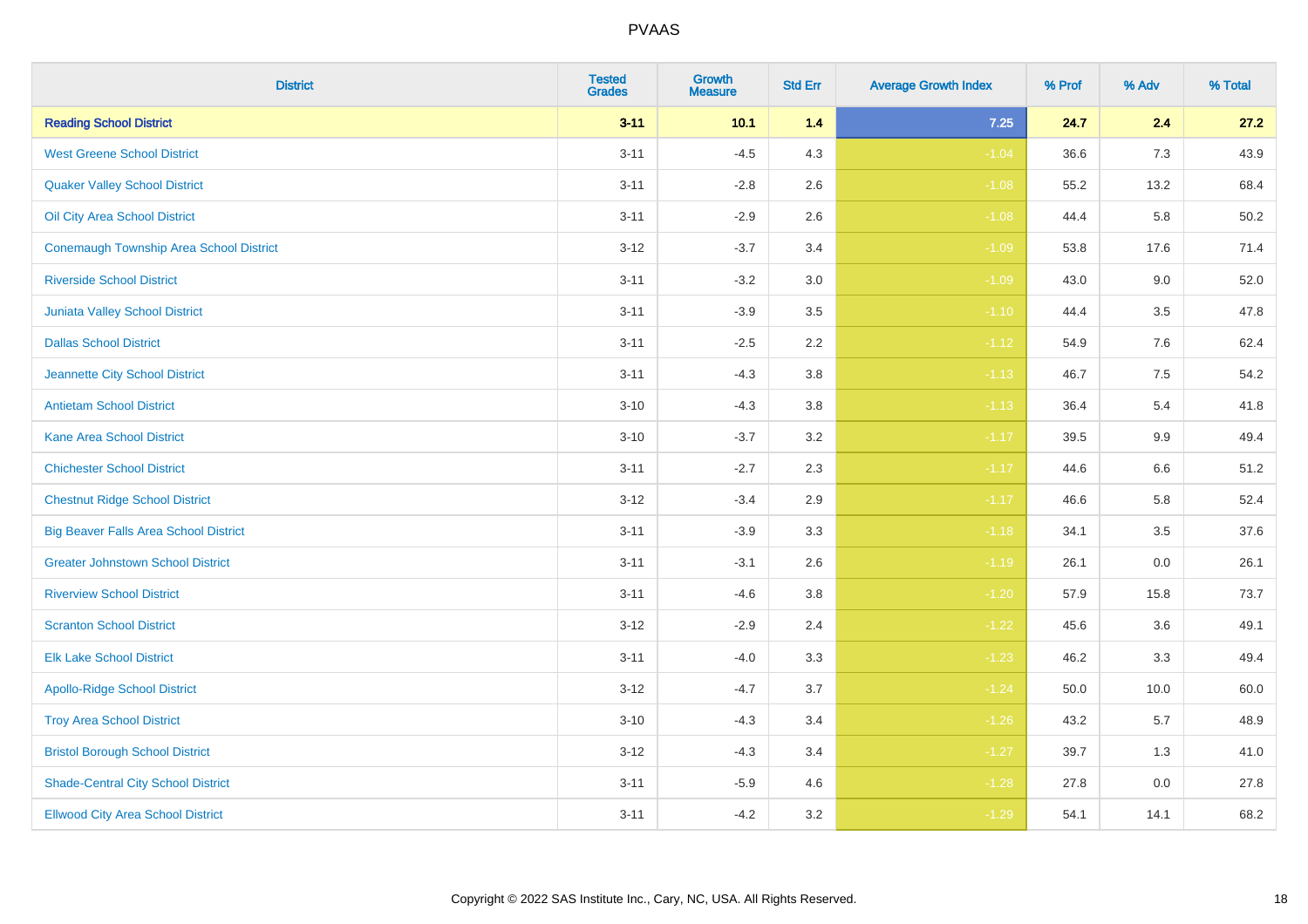# PVAAS

| District | Tested Grades | Growth Measure | Std Err | Average Growth Index | % Prof | % Adv | % Total |
|---|---|---|---|---|---|---|---|
| **Reading School District** | **3-11** | **10.1** | **1.4** | **7.25** | **24.7** | **2.4** | **27.2** |
| West Greene School District | 3-11 | -4.5 | 4.3 | -1.04 | 36.6 | 7.3 | 43.9 |
| Quaker Valley School District | 3-11 | -2.8 | 2.6 | -1.08 | 55.2 | 13.2 | 68.4 |
| Oil City Area School District | 3-11 | -2.9 | 2.6 | -1.08 | 44.4 | 5.8 | 50.2 |
| Conemaugh Township Area School District | 3-12 | -3.7 | 3.4 | -1.09 | 53.8 | 17.6 | 71.4 |
| Riverside School District | 3-11 | -3.2 | 3.0 | -1.09 | 43.0 | 9.0 | 52.0 |
| Juniata Valley School District | 3-11 | -3.9 | 3.5 | -1.10 | 44.4 | 3.5 | 47.8 |
| Dallas School District | 3-11 | -2.5 | 2.2 | -1.12 | 54.9 | 7.6 | 62.4 |
| Jeannette City School District | 3-11 | -4.3 | 3.8 | -1.13 | 46.7 | 7.5 | 54.2 |
| Antietam School District | 3-10 | -4.3 | 3.8 | -1.13 | 36.4 | 5.4 | 41.8 |
| Kane Area School District | 3-10 | -3.7 | 3.2 | -1.17 | 39.5 | 9.9 | 49.4 |
| Chichester School District | 3-11 | -2.7 | 2.3 | -1.17 | 44.6 | 6.6 | 51.2 |
| Chestnut Ridge School District | 3-12 | -3.4 | 2.9 | -1.17 | 46.6 | 5.8 | 52.4 |
| Big Beaver Falls Area School District | 3-11 | -3.9 | 3.3 | -1.18 | 34.1 | 3.5 | 37.6 |
| Greater Johnstown School District | 3-11 | -3.1 | 2.6 | -1.19 | 26.1 | 0.0 | 26.1 |
| Riverview School District | 3-11 | -4.6 | 3.8 | -1.20 | 57.9 | 15.8 | 73.7 |
| Scranton School District | 3-12 | -2.9 | 2.4 | -1.22 | 45.6 | 3.6 | 49.1 |
| Elk Lake School District | 3-11 | -4.0 | 3.3 | -1.23 | 46.2 | 3.3 | 49.4 |
| Apollo-Ridge School District | 3-12 | -4.7 | 3.7 | -1.24 | 50.0 | 10.0 | 60.0 |
| Troy Area School District | 3-10 | -4.3 | 3.4 | -1.26 | 43.2 | 5.7 | 48.9 |
| Bristol Borough School District | 3-12 | -4.3 | 3.4 | -1.27 | 39.7 | 1.3 | 41.0 |
| Shade-Central City School District | 3-11 | -5.9 | 4.6 | -1.28 | 27.8 | 0.0 | 27.8 |
| Ellwood City Area School District | 3-11 | -4.2 | 3.2 | -1.29 | 54.1 | 14.1 | 68.2 |

Copyright © 2022 SAS Institute Inc., Cary, NC, USA. All Rights Reserved.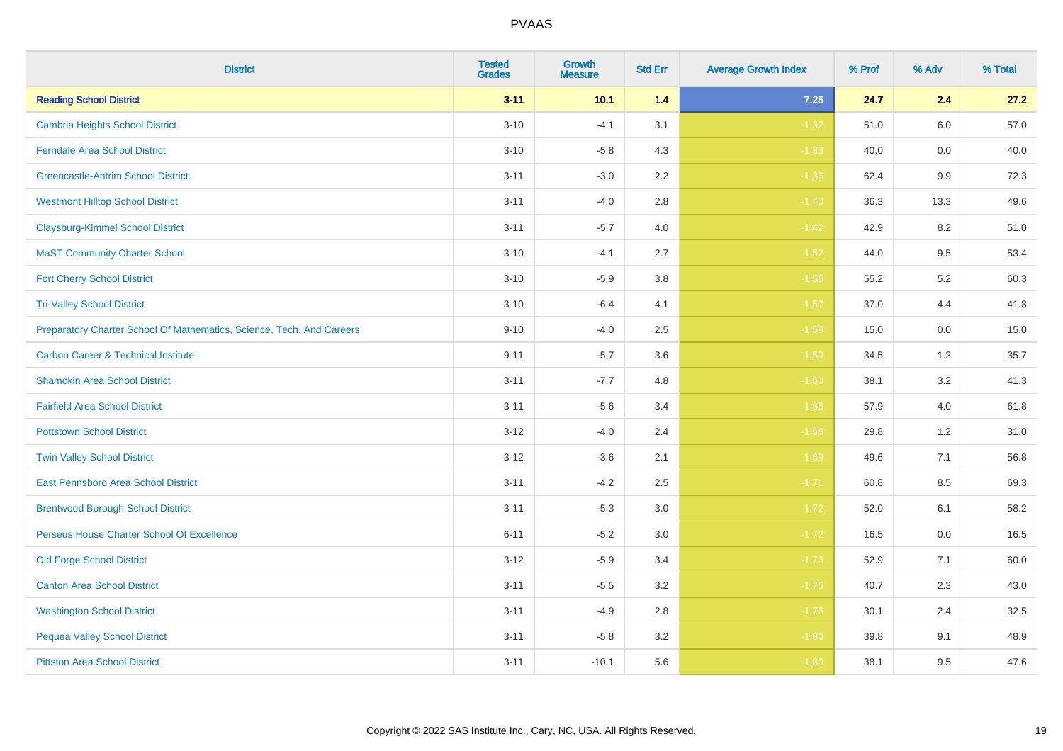| District | Tested Grades | Growth Measure | Std Err | Average Growth Index | % Prof | % Adv | % Total |
|---|---|---|---|---|---|---|---|
| **Reading School District** | **3-11** | **10.1** | **1.4** | **7.25** | **24.7** | **2.4** | **27.2** |
| Cambria Heights School District | 3-10 | -4.1 | 3.1 | -1.32 | 51.0 | 6.0 | 57.0 |
| Ferndale Area School District | 3-10 | -5.8 | 4.3 | -1.33 | 40.0 | 0.0 | 40.0 |
| Greencastle-Antrim School District | 3-11 | -3.0 | 2.2 | -1.36 | 62.4 | 9.9 | 72.3 |
| Westmont Hilltop School District | 3-11 | -4.0 | 2.8 | -1.40 | 36.3 | 13.3 | 49.6 |
| Claysburg-Kimmel School District | 3-11 | -5.7 | 4.0 | -1.42 | 42.9 | 8.2 | 51.0 |
| MaST Community Charter School | 3-10 | -4.1 | 2.7 | -1.52 | 44.0 | 9.5 | 53.4 |
| Fort Cherry School District | 3-10 | -5.9 | 3.8 | -1.56 | 55.2 | 5.2 | 60.3 |
| Tri-Valley School District | 3-10 | -6.4 | 4.1 | -1.57 | 37.0 | 4.4 | 41.3 |
| Preparatory Charter School Of Mathematics, Science, Tech, And Careers | 9-10 | -4.0 | 2.5 | -1.59 | 15.0 | 0.0 | 15.0 |
| Carbon Career & Technical Institute | 9-11 | -5.7 | 3.6 | -1.59 | 34.5 | 1.2 | 35.7 |
| Shamokin Area School District | 3-11 | -7.7 | 4.8 | -1.60 | 38.1 | 3.2 | 41.3 |
| Fairfield Area School District | 3-11 | -5.6 | 3.4 | -1.66 | 57.9 | 4.0 | 61.8 |
| Pottstown School District | 3-12 | -4.0 | 2.4 | -1.68 | 29.8 | 1.2 | 31.0 |
| Twin Valley School District | 3-12 | -3.6 | 2.1 | -1.69 | 49.6 | 7.1 | 56.8 |
| East Pennsboro Area School District | 3-11 | -4.2 | 2.5 | -1.71 | 60.8 | 8.5 | 69.3 |
| Brentwood Borough School District | 3-11 | -5.3 | 3.0 | -1.72 | 52.0 | 6.1 | 58.2 |
| Perseus House Charter School Of Excellence | 6-11 | -5.2 | 3.0 | -1.72 | 16.5 | 0.0 | 16.5 |
| Old Forge School District | 3-12 | -5.9 | 3.4 | -1.73 | 52.9 | 7.1 | 60.0 |
| Canton Area School District | 3-11 | -5.5 | 3.2 | -1.75 | 40.7 | 2.3 | 43.0 |
| Washington School District | 3-11 | -4.9 | 2.8 | -1.76 | 30.1 | 2.4 | 32.5 |
| Pequea Valley School District | 3-11 | -5.8 | 3.2 | -1.80 | 39.8 | 9.1 | 48.9 |
| Pittston Area School District | 3-11 | -10.1 | 5.6 | -1.80 | 38.1 | 9.5 | 47.6 |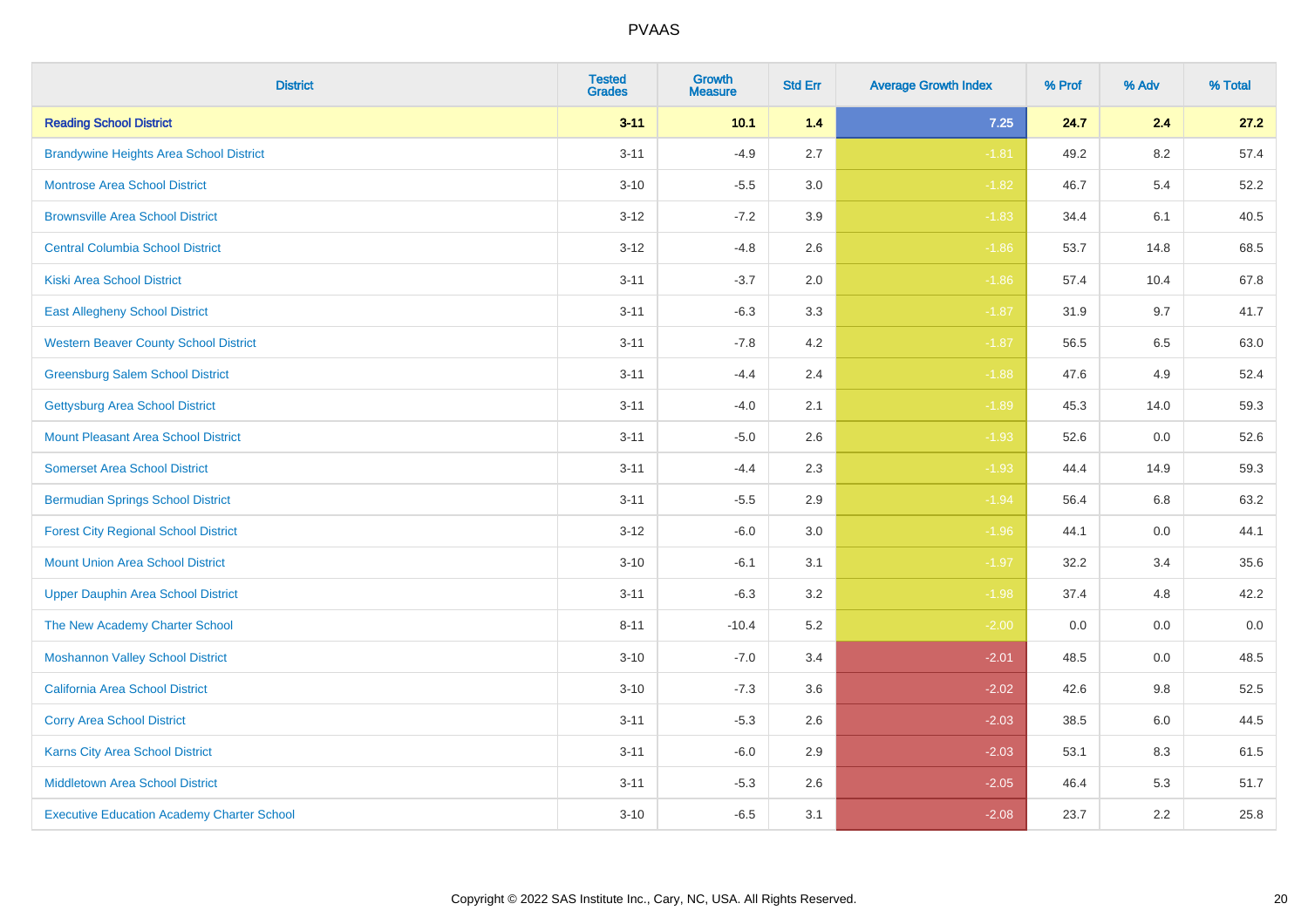# PVAAS

| District | Tested Grades | Growth Measure | Std Err | Average Growth Index | % Prof | % Adv | % Total |
|---|---|---|---|---|---|---|---|
| **Reading School District** | **3-11** | **10.1** | **1.4** | **7.25** | **24.7** | **2.4** | **27.2** |
| Brandywine Heights Area School District | 3-11 | -4.9 | 2.7 | -1.81 | 49.2 | 8.2 | 57.4 |
| Montrose Area School District | 3-10 | -5.5 | 3.0 | -1.82 | 46.7 | 5.4 | 52.2 |
| Brownsville Area School District | 3-12 | -7.2 | 3.9 | -1.83 | 34.4 | 6.1 | 40.5 |
| Central Columbia School District | 3-12 | -4.8 | 2.6 | -1.86 | 53.7 | 14.8 | 68.5 |
| Kiski Area School District | 3-11 | -3.7 | 2.0 | -1.86 | 57.4 | 10.4 | 67.8 |
| East Allegheny School District | 3-11 | -6.3 | 3.3 | -1.87 | 31.9 | 9.7 | 41.7 |
| Western Beaver County School District | 3-11 | -7.8 | 4.2 | -1.87 | 56.5 | 6.5 | 63.0 |
| Greensburg Salem School District | 3-11 | -4.4 | 2.4 | -1.88 | 47.6 | 4.9 | 52.4 |
| Gettysburg Area School District | 3-11 | -4.0 | 2.1 | -1.89 | 45.3 | 14.0 | 59.3 |
| Mount Pleasant Area School District | 3-11 | -5.0 | 2.6 | -1.93 | 52.6 | 0.0 | 52.6 |
| Somerset Area School District | 3-11 | -4.4 | 2.3 | -1.93 | 44.4 | 14.9 | 59.3 |
| Bermudian Springs School District | 3-11 | -5.5 | 2.9 | -1.94 | 56.4 | 6.8 | 63.2 |
| Forest City Regional School District | 3-12 | -6.0 | 3.0 | -1.96 | 44.1 | 0.0 | 44.1 |
| Mount Union Area School District | 3-10 | -6.1 | 3.1 | -1.97 | 32.2 | 3.4 | 35.6 |
| Upper Dauphin Area School District | 3-11 | -6.3 | 3.2 | -1.98 | 37.4 | 4.8 | 42.2 |
| The New Academy Charter School | 8-11 | -10.4 | 5.2 | -2.00 | 0.0 | 0.0 | 0.0 |
| Moshannon Valley School District | 3-10 | -7.0 | 3.4 | -2.01 | 48.5 | 0.0 | 48.5 |
| California Area School District | 3-10 | -7.3 | 3.6 | -2.02 | 42.6 | 9.8 | 52.5 |
| Corry Area School District | 3-11 | -5.3 | 2.6 | -2.03 | 38.5 | 6.0 | 44.5 |
| Karns City Area School District | 3-11 | -6.0 | 2.9 | -2.03 | 53.1 | 8.3 | 61.5 |
| Middletown Area School District | 3-11 | -5.3 | 2.6 | -2.05 | 46.4 | 5.3 | 51.7 |
| Executive Education Academy Charter School | 3-10 | -6.5 | 3.1 | -2.08 | 23.7 | 2.2 | 25.8 |

Copyright © 2022 SAS Institute Inc., Cary, NC, USA. All Rights Reserved.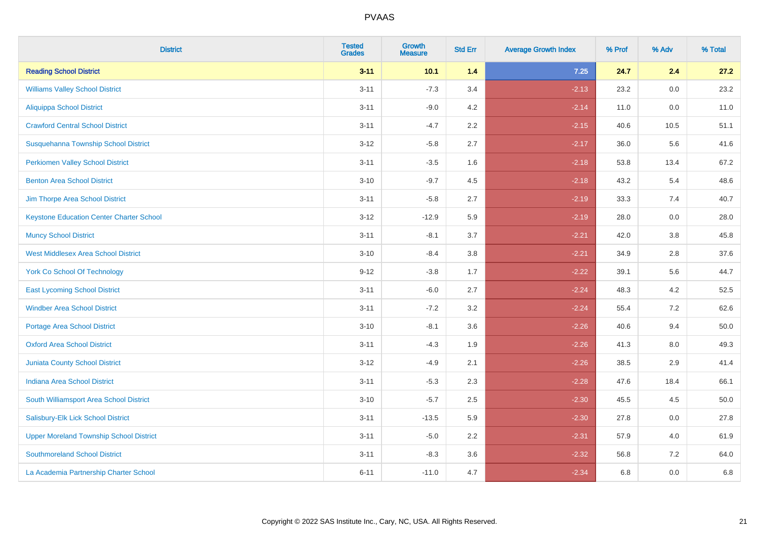| District | Tested Grades | Growth Measure | Std Err | Average Growth Index | % Prof | % Adv | % Total |
|---|---|---|---|---|---|---|---|
| **Reading School District** | **3-11** | **10.1** | **1.4** | **7.25** | **24.7** | **2.4** | **27.2** |
| Williams Valley School District | 3-11 | -7.3 | 3.4 | -2.13 | 23.2 | 0.0 | 23.2 |
| Aliquippa School District | 3-11 | -9.0 | 4.2 | -2.14 | 11.0 | 0.0 | 11.0 |
| Crawford Central School District | 3-11 | -4.7 | 2.2 | -2.15 | 40.6 | 10.5 | 51.1 |
| Susquehanna Township School District | 3-12 | -5.8 | 2.7 | -2.17 | 36.0 | 5.6 | 41.6 |
| Perkiomen Valley School District | 3-11 | -3.5 | 1.6 | -2.18 | 53.8 | 13.4 | 67.2 |
| Benton Area School District | 3-10 | -9.7 | 4.5 | -2.18 | 43.2 | 5.4 | 48.6 |
| Jim Thorpe Area School District | 3-11 | -5.8 | 2.7 | -2.19 | 33.3 | 7.4 | 40.7 |
| Keystone Education Center Charter School | 3-12 | -12.9 | 5.9 | -2.19 | 28.0 | 0.0 | 28.0 |
| Muncy School District | 3-11 | -8.1 | 3.7 | -2.21 | 42.0 | 3.8 | 45.8 |
| West Middlesex Area School District | 3-10 | -8.4 | 3.8 | -2.21 | 34.9 | 2.8 | 37.6 |
| York Co School Of Technology | 9-12 | -3.8 | 1.7 | -2.22 | 39.1 | 5.6 | 44.7 |
| East Lycoming School District | 3-11 | -6.0 | 2.7 | -2.24 | 48.3 | 4.2 | 52.5 |
| Windber Area School District | 3-11 | -7.2 | 3.2 | -2.24 | 55.4 | 7.2 | 62.6 |
| Portage Area School District | 3-10 | -8.1 | 3.6 | -2.26 | 40.6 | 9.4 | 50.0 |
| Oxford Area School District | 3-11 | -4.3 | 1.9 | -2.26 | 41.3 | 8.0 | 49.3 |
| Juniata County School District | 3-12 | -4.9 | 2.1 | -2.26 | 38.5 | 2.9 | 41.4 |
| Indiana Area School District | 3-11 | -5.3 | 2.3 | -2.28 | 47.6 | 18.4 | 66.1 |
| South Williamsport Area School District | 3-10 | -5.7 | 2.5 | -2.30 | 45.5 | 4.5 | 50.0 |
| Salisbury-Elk Lick School District | 3-11 | -13.5 | 5.9 | -2.30 | 27.8 | 0.0 | 27.8 |
| Upper Moreland Township School District | 3-11 | -5.0 | 2.2 | -2.31 | 57.9 | 4.0 | 61.9 |
| Southmoreland School District | 3-11 | -8.3 | 3.6 | -2.32 | 56.8 | 7.2 | 64.0 |
| La Academia Partnership Charter School | 6-11 | -11.0 | 4.7 | -2.34 | 6.8 | 0.0 | 6.8 |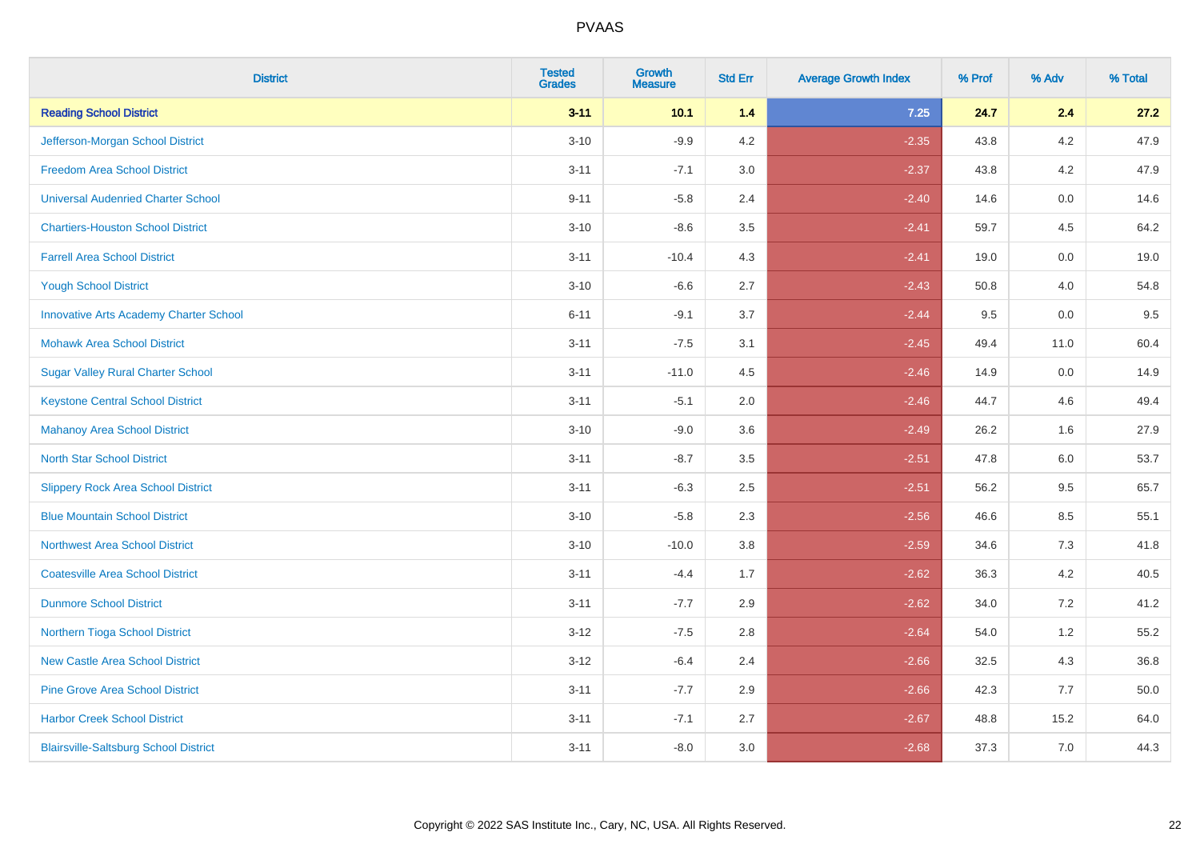PVAAS

| District | Tested Grades | Growth Measure | Std Err | Average Growth Index | % Prof | % Adv | % Total |
|---|---|---|---|---|---|---|---|
| **Reading School District** | **3-11** | **10.1** | **1.4** | **7.25** | **24.7** | **2.4** | **27.2** |
| Jefferson-Morgan School District | 3-10 | -9.9 | 4.2 | -2.35 | 43.8 | 4.2 | 47.9 |
| Freedom Area School District | 3-11 | -7.1 | 3.0 | -2.37 | 43.8 | 4.2 | 47.9 |
| Universal Audenried Charter School | 9-11 | -5.8 | 2.4 | -2.40 | 14.6 | 0.0 | 14.6 |
| Chartiers-Houston School District | 3-10 | -8.6 | 3.5 | -2.41 | 59.7 | 4.5 | 64.2 |
| Farrell Area School District | 3-11 | -10.4 | 4.3 | -2.41 | 19.0 | 0.0 | 19.0 |
| Yough School District | 3-10 | -6.6 | 2.7 | -2.43 | 50.8 | 4.0 | 54.8 |
| Innovative Arts Academy Charter School | 6-11 | -9.1 | 3.7 | -2.44 | 9.5 | 0.0 | 9.5 |
| Mohawk Area School District | 3-11 | -7.5 | 3.1 | -2.45 | 49.4 | 11.0 | 60.4 |
| Sugar Valley Rural Charter School | 3-11 | -11.0 | 4.5 | -2.46 | 14.9 | 0.0 | 14.9 |
| Keystone Central School District | 3-11 | -5.1 | 2.0 | -2.46 | 44.7 | 4.6 | 49.4 |
| Mahanoy Area School District | 3-10 | -9.0 | 3.6 | -2.49 | 26.2 | 1.6 | 27.9 |
| North Star School District | 3-11 | -8.7 | 3.5 | -2.51 | 47.8 | 6.0 | 53.7 |
| Slippery Rock Area School District | 3-11 | -6.3 | 2.5 | -2.51 | 56.2 | 9.5 | 65.7 |
| Blue Mountain School District | 3-10 | -5.8 | 2.3 | -2.56 | 46.6 | 8.5 | 55.1 |
| Northwest Area School District | 3-10 | -10.0 | 3.8 | -2.59 | 34.6 | 7.3 | 41.8 |
| Coatesville Area School District | 3-11 | -4.4 | 1.7 | -2.62 | 36.3 | 4.2 | 40.5 |
| Dunmore School District | 3-11 | -7.7 | 2.9 | -2.62 | 34.0 | 7.2 | 41.2 |
| Northern Tioga School District | 3-12 | -7.5 | 2.8 | -2.64 | 54.0 | 1.2 | 55.2 |
| New Castle Area School District | 3-12 | -6.4 | 2.4 | -2.66 | 32.5 | 4.3 | 36.8 |
| Pine Grove Area School District | 3-11 | -7.7 | 2.9 | -2.66 | 42.3 | 7.7 | 50.0 |
| Harbor Creek School District | 3-11 | -7.1 | 2.7 | -2.67 | 48.8 | 15.2 | 64.0 |
| Blairsville-Saltsburg School District | 3-11 | -8.0 | 3.0 | -2.68 | 37.3 | 7.0 | 44.3 |

Copyright © 2022 SAS Institute Inc., Cary, NC, USA. All Rights Reserved.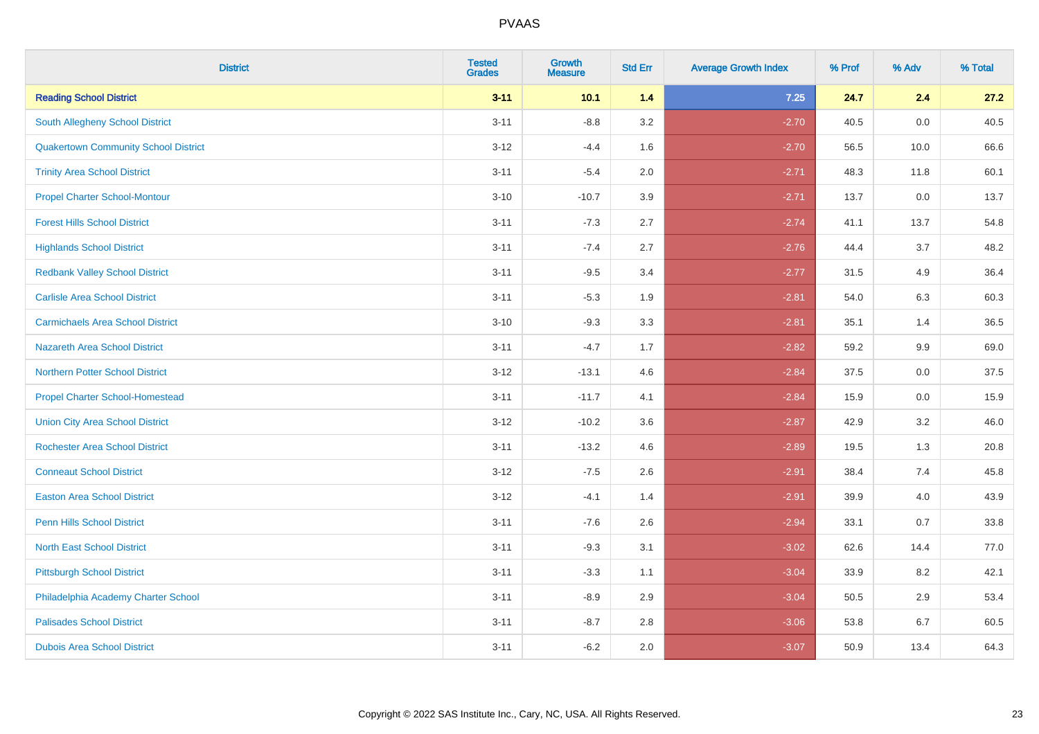# PVAAS

| District | Tested Grades | Growth Measure | Std Err | Average Growth Index | % Prof | % Adv | % Total |
|---|---|---|---|---|---|---|---|
| **Reading School District** | **3-11** | **10.1** | **1.4** | **7.25** | **24.7** | **2.4** | **27.2** |
| South Allegheny School District | 3-11 | -8.8 | 3.2 | -2.70 | 40.5 | 0.0 | 40.5 |
| Quakertown Community School District | 3-12 | -4.4 | 1.6 | -2.70 | 56.5 | 10.0 | 66.6 |
| Trinity Area School District | 3-11 | -5.4 | 2.0 | -2.71 | 48.3 | 11.8 | 60.1 |
| Propel Charter School-Montour | 3-10 | -10.7 | 3.9 | -2.71 | 13.7 | 0.0 | 13.7 |
| Forest Hills School District | 3-11 | -7.3 | 2.7 | -2.74 | 41.1 | 13.7 | 54.8 |
| Highlands School District | 3-11 | -7.4 | 2.7 | -2.76 | 44.4 | 3.7 | 48.2 |
| Redbank Valley School District | 3-11 | -9.5 | 3.4 | -2.77 | 31.5 | 4.9 | 36.4 |
| Carlisle Area School District | 3-11 | -5.3 | 1.9 | -2.81 | 54.0 | 6.3 | 60.3 |
| Carmichaels Area School District | 3-10 | -9.3 | 3.3 | -2.81 | 35.1 | 1.4 | 36.5 |
| Nazareth Area School District | 3-11 | -4.7 | 1.7 | -2.82 | 59.2 | 9.9 | 69.0 |
| Northern Potter School District | 3-12 | -13.1 | 4.6 | -2.84 | 37.5 | 0.0 | 37.5 |
| Propel Charter School-Homestead | 3-11 | -11.7 | 4.1 | -2.84 | 15.9 | 0.0 | 15.9 |
| Union City Area School District | 3-12 | -10.2 | 3.6 | -2.87 | 42.9 | 3.2 | 46.0 |
| Rochester Area School District | 3-11 | -13.2 | 4.6 | -2.89 | 19.5 | 1.3 | 20.8 |
| Conneaut School District | 3-12 | -7.5 | 2.6 | -2.91 | 38.4 | 7.4 | 45.8 |
| Easton Area School District | 3-12 | -4.1 | 1.4 | -2.91 | 39.9 | 4.0 | 43.9 |
| Penn Hills School District | 3-11 | -7.6 | 2.6 | -2.94 | 33.1 | 0.7 | 33.8 |
| North East School District | 3-11 | -9.3 | 3.1 | -3.02 | 62.6 | 14.4 | 77.0 |
| Pittsburgh School District | 3-11 | -3.3 | 1.1 | -3.04 | 33.9 | 8.2 | 42.1 |
| Philadelphia Academy Charter School | 3-11 | -8.9 | 2.9 | -3.04 | 50.5 | 2.9 | 53.4 |
| Palisades School District | 3-11 | -8.7 | 2.8 | -3.06 | 53.8 | 6.7 | 60.5 |
| Dubois Area School District | 3-11 | -6.2 | 2.0 | -3.07 | 50.9 | 13.4 | 64.3 |

Copyright © 2022 SAS Institute Inc., Cary, NC, USA. All Rights Reserved.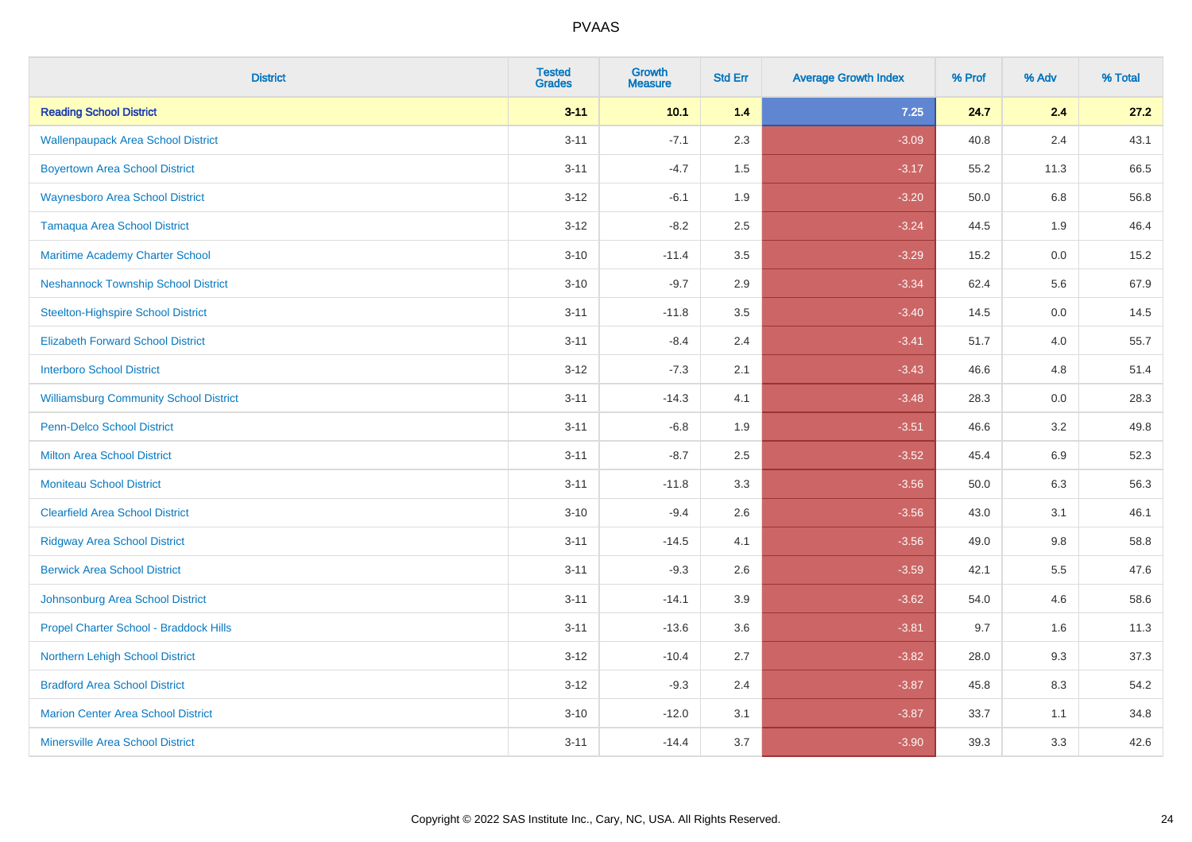# PVAAS

| District | Tested Grades | Growth Measure | Std Err | Average Growth Index | % Prof | % Adv | % Total |
|---|---|---|---|---|---|---|---|
| **Reading School District** | **3-11** | **10.1** | **1.4** | **7.25** | **24.7** | **2.4** | **27.2** |
| Wallenpaupack Area School District | 3-11 | -7.1 | 2.3 | -3.09 | 40.8 | 2.4 | 43.1 |
| Boyertown Area School District | 3-11 | -4.7 | 1.5 | -3.17 | 55.2 | 11.3 | 66.5 |
| Waynesboro Area School District | 3-12 | -6.1 | 1.9 | -3.20 | 50.0 | 6.8 | 56.8 |
| Tamaqua Area School District | 3-12 | -8.2 | 2.5 | -3.24 | 44.5 | 1.9 | 46.4 |
| Maritime Academy Charter School | 3-10 | -11.4 | 3.5 | -3.29 | 15.2 | 0.0 | 15.2 |
| Neshannock Township School District | 3-10 | -9.7 | 2.9 | -3.34 | 62.4 | 5.6 | 67.9 |
| Steelton-Highspire School District | 3-11 | -11.8 | 3.5 | -3.40 | 14.5 | 0.0 | 14.5 |
| Elizabeth Forward School District | 3-11 | -8.4 | 2.4 | -3.41 | 51.7 | 4.0 | 55.7 |
| Interboro School District | 3-12 | -7.3 | 2.1 | -3.43 | 46.6 | 4.8 | 51.4 |
| Williamsburg Community School District | 3-11 | -14.3 | 4.1 | -3.48 | 28.3 | 0.0 | 28.3 |
| Penn-Delco School District | 3-11 | -6.8 | 1.9 | -3.51 | 46.6 | 3.2 | 49.8 |
| Milton Area School District | 3-11 | -8.7 | 2.5 | -3.52 | 45.4 | 6.9 | 52.3 |
| Moniteau School District | 3-11 | -11.8 | 3.3 | -3.56 | 50.0 | 6.3 | 56.3 |
| Clearfield Area School District | 3-10 | -9.4 | 2.6 | -3.56 | 43.0 | 3.1 | 46.1 |
| Ridgway Area School District | 3-11 | -14.5 | 4.1 | -3.56 | 49.0 | 9.8 | 58.8 |
| Berwick Area School District | 3-11 | -9.3 | 2.6 | -3.59 | 42.1 | 5.5 | 47.6 |
| Johnsonburg Area School District | 3-11 | -14.1 | 3.9 | -3.62 | 54.0 | 4.6 | 58.6 |
| Propel Charter School - Braddock Hills | 3-11 | -13.6 | 3.6 | -3.81 | 9.7 | 1.6 | 11.3 |
| Northern Lehigh School District | 3-12 | -10.4 | 2.7 | -3.82 | 28.0 | 9.3 | 37.3 |
| Bradford Area School District | 3-12 | -9.3 | 2.4 | -3.87 | 45.8 | 8.3 | 54.2 |
| Marion Center Area School District | 3-10 | -12.0 | 3.1 | -3.87 | 33.7 | 1.1 | 34.8 |
| Minersville Area School District | 3-11 | -14.4 | 3.7 | -3.90 | 39.3 | 3.3 | 42.6 |

Copyright © 2022 SAS Institute Inc., Cary, NC, USA. All Rights Reserved.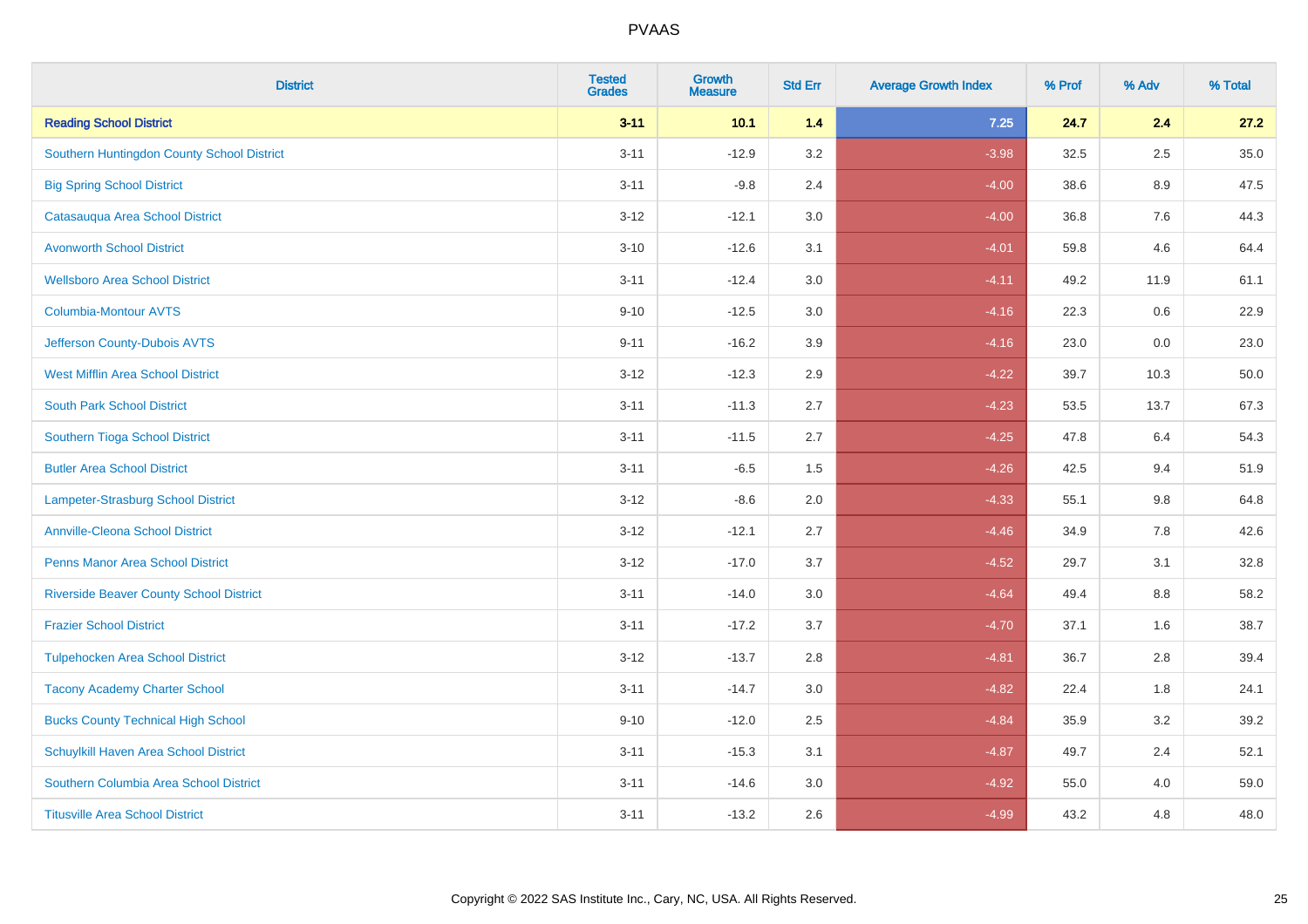| District | Tested Grades | Growth Measure | Std Err | Average Growth Index | % Prof | % Adv | % Total |
|---|---|---|---|---|---|---|---|
| **Reading School District** | **3-11** | **10.1** | **1.4** | **7.25** | **24.7** | **2.4** | **27.2** |
| Southern Huntingdon County School District | 3-11 | -12.9 | 3.2 | -3.98 | 32.5 | 2.5 | 35.0 |
| Big Spring School District | 3-11 | -9.8 | 2.4 | -4.00 | 38.6 | 8.9 | 47.5 |
| Catasauqua Area School District | 3-12 | -12.1 | 3.0 | -4.00 | 36.8 | 7.6 | 44.3 |
| Avonworth School District | 3-10 | -12.6 | 3.1 | -4.01 | 59.8 | 4.6 | 64.4 |
| Wellsboro Area School District | 3-11 | -12.4 | 3.0 | -4.11 | 49.2 | 11.9 | 61.1 |
| Columbia-Montour AVTS | 9-10 | -12.5 | 3.0 | -4.16 | 22.3 | 0.6 | 22.9 |
| Jefferson County-Dubois AVTS | 9-11 | -16.2 | 3.9 | -4.16 | 23.0 | 0.0 | 23.0 |
| West Mifflin Area School District | 3-12 | -12.3 | 2.9 | -4.22 | 39.7 | 10.3 | 50.0 |
| South Park School District | 3-11 | -11.3 | 2.7 | -4.23 | 53.5 | 13.7 | 67.3 |
| Southern Tioga School District | 3-11 | -11.5 | 2.7 | -4.25 | 47.8 | 6.4 | 54.3 |
| Butler Area School District | 3-11 | -6.5 | 1.5 | -4.26 | 42.5 | 9.4 | 51.9 |
| Lampeter-Strasburg School District | 3-12 | -8.6 | 2.0 | -4.33 | 55.1 | 9.8 | 64.8 |
| Annville-Cleona School District | 3-12 | -12.1 | 2.7 | -4.46 | 34.9 | 7.8 | 42.6 |
| Penns Manor Area School District | 3-12 | -17.0 | 3.7 | -4.52 | 29.7 | 3.1 | 32.8 |
| Riverside Beaver County School District | 3-11 | -14.0 | 3.0 | -4.64 | 49.4 | 8.8 | 58.2 |
| Frazier School District | 3-11 | -17.2 | 3.7 | -4.70 | 37.1 | 1.6 | 38.7 |
| Tulpehocken Area School District | 3-12 | -13.7 | 2.8 | -4.81 | 36.7 | 2.8 | 39.4 |
| Tacony Academy Charter School | 3-11 | -14.7 | 3.0 | -4.82 | 22.4 | 1.8 | 24.1 |
| Bucks County Technical High School | 9-10 | -12.0 | 2.5 | -4.84 | 35.9 | 3.2 | 39.2 |
| Schuylkill Haven Area School District | 3-11 | -15.3 | 3.1 | -4.87 | 49.7 | 2.4 | 52.1 |
| Southern Columbia Area School District | 3-11 | -14.6 | 3.0 | -4.92 | 55.0 | 4.0 | 59.0 |
| Titusville Area School District | 3-11 | -13.2 | 2.6 | -4.99 | 43.2 | 4.8 | 48.0 |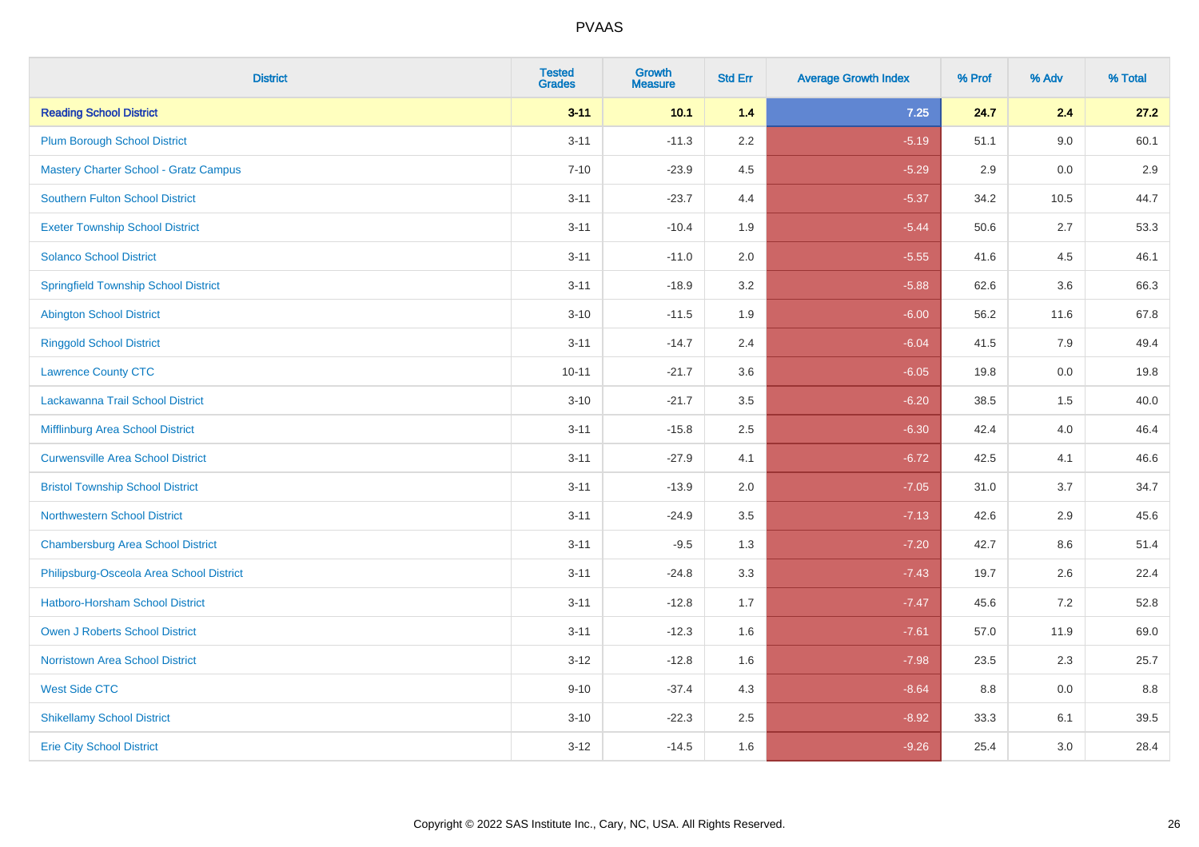| District | Tested Grades | Growth Measure | Std Err | Average Growth Index | % Prof | % Adv | % Total |
|---|---|---|---|---|---|---|---|
| **Reading School District** | **3-11** | **10.1** | **1.4** | **7.25** | **24.7** | **2.4** | **27.2** |
| Plum Borough School District | 3-11 | -11.3 | 2.2 | -5.19 | 51.1 | 9.0 | 60.1 |
| Mastery Charter School - Gratz Campus | 7-10 | -23.9 | 4.5 | -5.29 | 2.9 | 0.0 | 2.9 |
| Southern Fulton School District | 3-11 | -23.7 | 4.4 | -5.37 | 34.2 | 10.5 | 44.7 |
| Exeter Township School District | 3-11 | -10.4 | 1.9 | -5.44 | 50.6 | 2.7 | 53.3 |
| Solanco School District | 3-11 | -11.0 | 2.0 | -5.55 | 41.6 | 4.5 | 46.1 |
| Springfield Township School District | 3-11 | -18.9 | 3.2 | -5.88 | 62.6 | 3.6 | 66.3 |
| Abington School District | 3-10 | -11.5 | 1.9 | -6.00 | 56.2 | 11.6 | 67.8 |
| Ringgold School District | 3-11 | -14.7 | 2.4 | -6.04 | 41.5 | 7.9 | 49.4 |
| Lawrence County CTC | 10-11 | -21.7 | 3.6 | -6.05 | 19.8 | 0.0 | 19.8 |
| Lackawanna Trail School District | 3-10 | -21.7 | 3.5 | -6.20 | 38.5 | 1.5 | 40.0 |
| Mifflinburg Area School District | 3-11 | -15.8 | 2.5 | -6.30 | 42.4 | 4.0 | 46.4 |
| Curwensville Area School District | 3-11 | -27.9 | 4.1 | -6.72 | 42.5 | 4.1 | 46.6 |
| Bristol Township School District | 3-11 | -13.9 | 2.0 | -7.05 | 31.0 | 3.7 | 34.7 |
| Northwestern School District | 3-11 | -24.9 | 3.5 | -7.13 | 42.6 | 2.9 | 45.6 |
| Chambersburg Area School District | 3-11 | -9.5 | 1.3 | -7.20 | 42.7 | 8.6 | 51.4 |
| Philipsburg-Osceola Area School District | 3-11 | -24.8 | 3.3 | -7.43 | 19.7 | 2.6 | 22.4 |
| Hatboro-Horsham School District | 3-11 | -12.8 | 1.7 | -7.47 | 45.6 | 7.2 | 52.8 |
| Owen J Roberts School District | 3-11 | -12.3 | 1.6 | -7.61 | 57.0 | 11.9 | 69.0 |
| Norristown Area School District | 3-12 | -12.8 | 1.6 | -7.98 | 23.5 | 2.3 | 25.7 |
| West Side CTC | 9-10 | -37.4 | 4.3 | -8.64 | 8.8 | 0.0 | 8.8 |
| Shikellamy School District | 3-10 | -22.3 | 2.5 | -8.92 | 33.3 | 6.1 | 39.5 |
| Erie City School District | 3-12 | -14.5 | 1.6 | -9.26 | 25.4 | 3.0 | 28.4 |

Copyright © 2022 SAS Institute Inc., Cary, NC, USA. All Rights Reserved.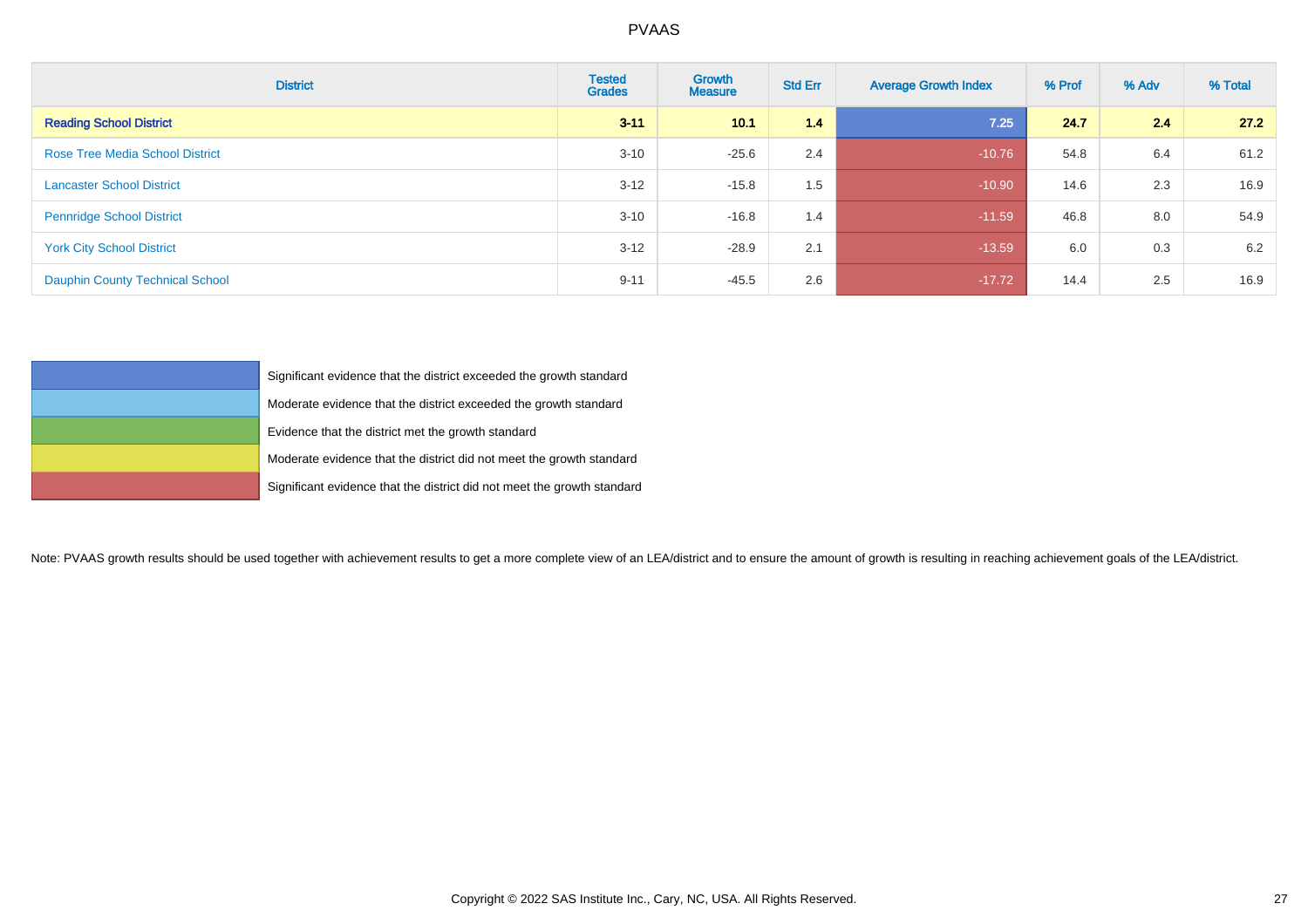# PVAAS

| District | Tested Grades | Growth Measure | Std Err | Average Growth Index | % Prof | % Adv | % Total |
|---|---|---|---|---|---|---|---|
| **Reading School District** | **3-11** | **10.1** | **1.4** | **7.25** | **24.7** | **2.4** | **27.2** |
| Rose Tree Media School District | 3-10 | -25.6 | 2.4 | -10.76 | 54.8 | 6.4 | 61.2 |
| Lancaster School District | 3-12 | -15.8 | 1.5 | -10.90 | 14.6 | 2.3 | 16.9 |
| Pennridge School District | 3-10 | -16.8 | 1.4 | -11.59 | 46.8 | 8.0 | 54.9 |
| York City School District | 3-12 | -28.9 | 2.1 | -13.59 | 6.0 | 0.3 | 6.2 |
| Dauphin County Technical School | 9-11 | -45.5 | 2.6 | -17.72 | 14.4 | 2.5 | 16.9 |

Significant evidence that the district exceeded the growth standard

Moderate evidence that the district exceeded the growth standard

Evidence that the district met the growth standard

Moderate evidence that the district did not meet the growth standard

Significant evidence that the district did not meet the growth standard

Note: PVAAS growth results should be used together with achievement results to get a more complete view of an LEA/district and to ensure the amount of growth is resulting in reaching achievement goals of the LEA/district.

Copyright © 2022 SAS Institute Inc., Cary, NC, USA. All Rights Reserved.